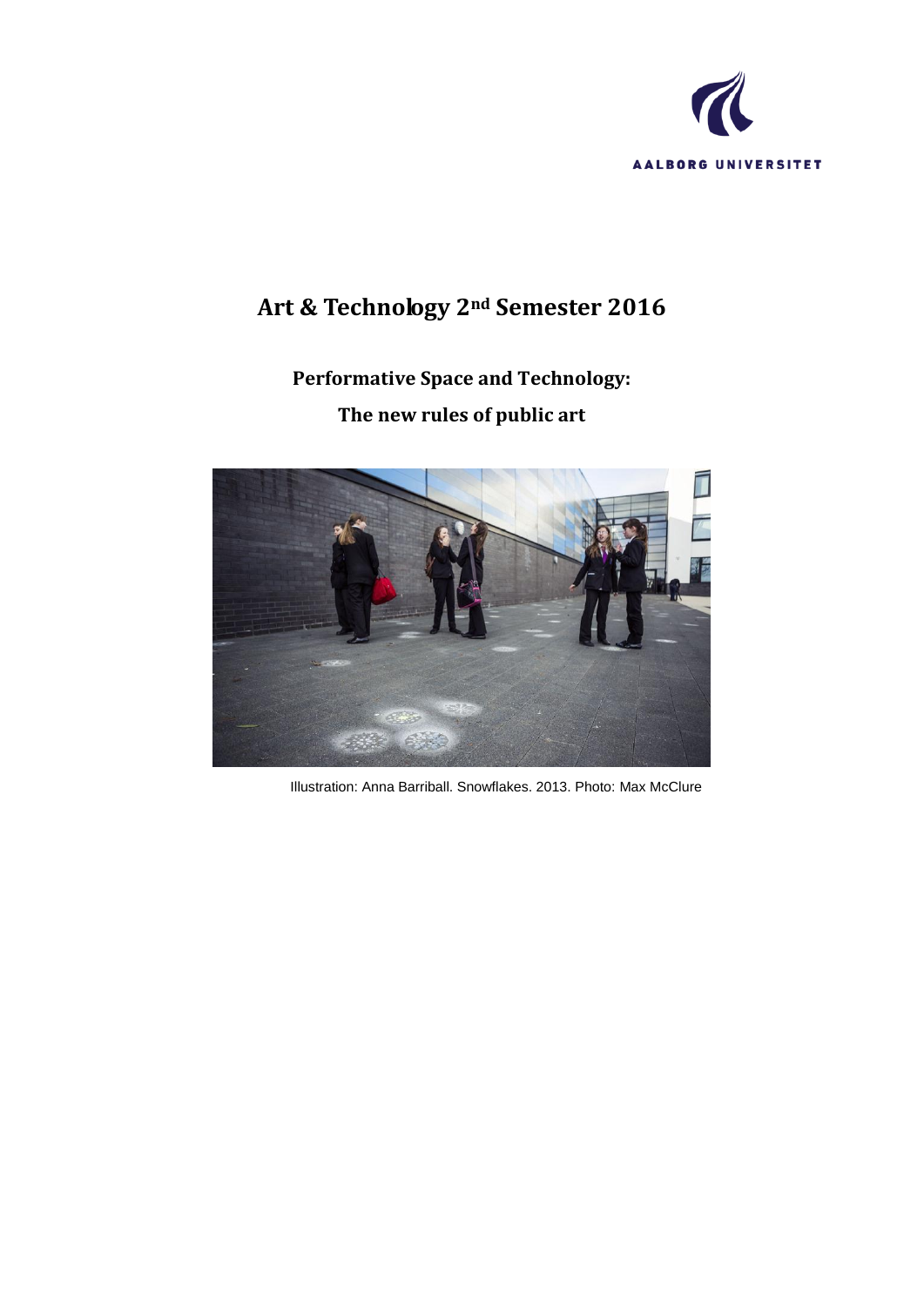AALBORG UNIVERSITET

# Art & Technology 2nd Semester 2016

## Performative Space and Technology:

## The new rules of public art

Illustration: Anna Barriball. Snowflakes. 2013. Photo: Max McClure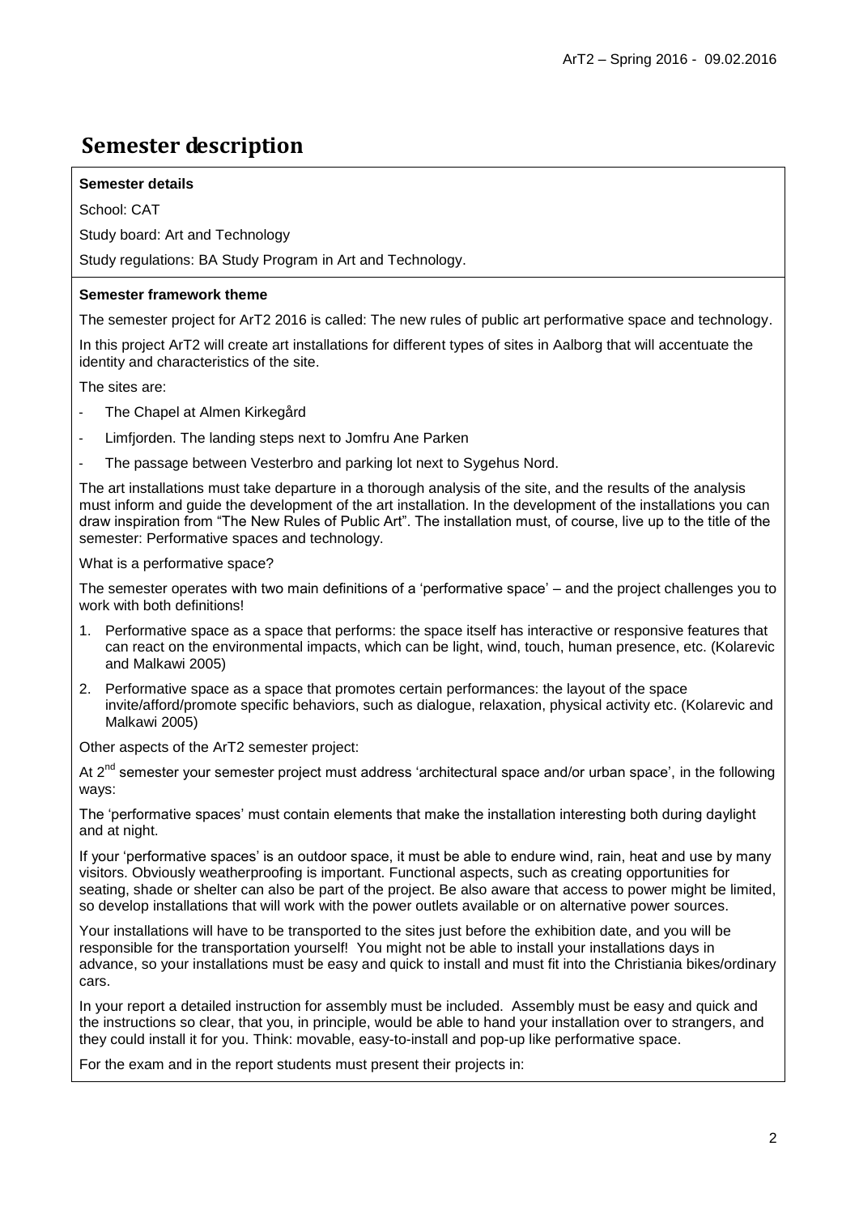# Semester description

**Semester details**

School: CAT

Study board: Art and Technology

Study regulations: BA Study Program in Art and Technology.

**Semester framework theme**

The semester project for ArT2 2016 is called: The new rules of public art performative space and technology.

In this project ArT2 will create art installations for different types of sites in Aalborg that will accentuate the identity and characteristics of the site.

The sites are:

- The Chapel at Almen Kirkegård
- Limfjorden. The landing steps next to Jomfru Ane Parken
- The passage between Vesterbro and parking lot next to Sygehus Nord.

The art installations must take departure in a thorough analysis of the site, and the results of the analysis must inform and guide the development of the art installation. In the development of the installations you can draw inspiration from "The New Rules of Public Art". The installation must, of course, live up to the title of the semester: Performative spaces and technology.

What is a performative space?

The semester operates with two main definitions of a 'performative space' – and the project challenges you to work with both definitions!

1. Performative space as a space that performs: the space itself has interactive or responsive features that can react on the environmental impacts, which can be light, wind, touch, human presence, etc. (Kolarevic and Malkawi 2005)
2. Performative space as a space that promotes certain performances: the layout of the space invite/afford/promote specific behaviors, such as dialogue, relaxation, physical activity etc. (Kolarevic and Malkawi 2005)

Other aspects of the ArT2 semester project:

At 2nd semester your semester project must address 'architectural space and/or urban space', in the following ways:

The 'performative spaces' must contain elements that make the installation interesting both during daylight and at night.

If your 'performative spaces' is an outdoor space, it must be able to endure wind, rain, heat and use by many visitors. Obviously weatherproofing is important. Functional aspects, such as creating opportunities for seating, shade or shelter can also be part of the project. Be also aware that access to power might be limited, so develop installations that will work with the power outlets available or on alternative power sources.

Your installations will have to be transported to the sites just before the exhibition date, and you will be responsible for the transportation yourself! You might not be able to install your installations days in advance, so your installations must be easy and quick to install and must fit into the Christiania bikes/ordinary cars.

In your report a detailed instruction for assembly must be included. Assembly must be easy and quick and the instructions so clear, that you, in principle, would be able to hand your installation over to strangers, and they could install it for you. Think: movable, easy-to-install and pop-up like performative space.

For the exam and in the report students must present their projects in: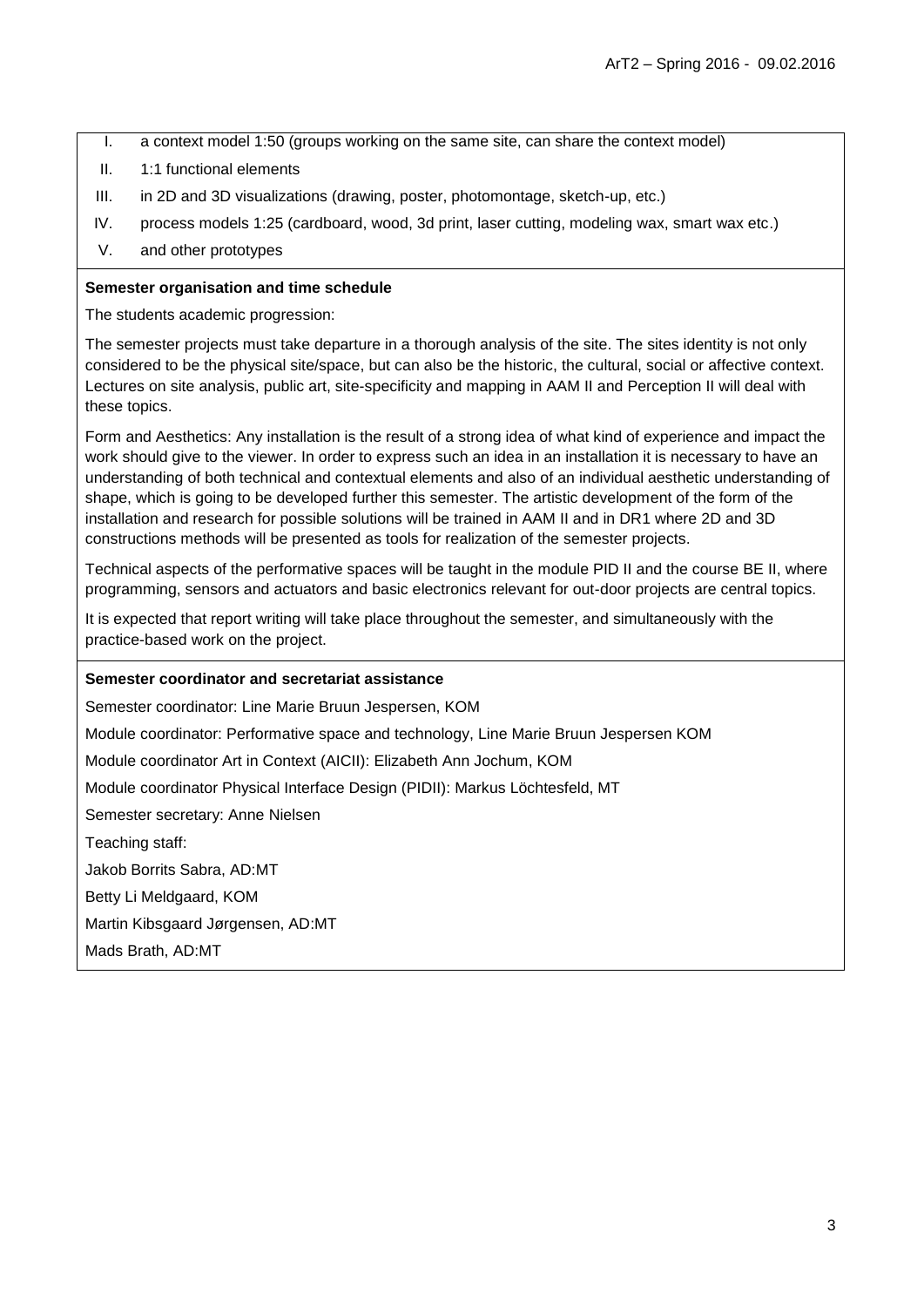I. a context model 1:50 (groups working on the same site, can share the context model)
II. 1:1 functional elements
III. in 2D and 3D visualizations (drawing, poster, photomontage, sketch-up, etc.)
IV. process models 1:25 (cardboard, wood, 3d print, laser cutting, modeling wax, smart wax etc.)
V. and other prototypes

**Semester organisation and time schedule**

The students academic progression:

The semester projects must take departure in a thorough analysis of the site. The sites identity is not only considered to be the physical site/space, but can also be the historic, the cultural, social or affective context. Lectures on site analysis, public art, site-specificity and mapping in AAM II and Perception II will deal with these topics.

Form and Aesthetics: Any installation is the result of a strong idea of what kind of experience and impact the work should give to the viewer. In order to express such an idea in an installation it is necessary to have an understanding of both technical and contextual elements and also of an individual aesthetic understanding of shape, which is going to be developed further this semester. The artistic development of the form of the installation and research for possible solutions will be trained in AAM II and in DR1 where 2D and 3D constructions methods will be presented as tools for realization of the semester projects.

Technical aspects of the performative spaces will be taught in the module PID II and the course BE II, where programming, sensors and actuators and basic electronics relevant for out-door projects are central topics.

It is expected that report writing will take place throughout the semester, and simultaneously with the practice-based work on the project.

**Semester coordinator and secretariat assistance**

Semester coordinator: Line Marie Bruun Jespersen, KOM

Module coordinator: Performative space and technology, Line Marie Bruun Jespersen KOM

Module coordinator Art in Context (AICII): Elizabeth Ann Jochum, KOM

Module coordinator Physical Interface Design (PIDII): Markus Löchtesfeld, MT

Semester secretary: Anne Nielsen

Teaching staff:

Jakob Borrits Sabra, AD:MT

Betty Li Meldgaard, KOM

Martin Kibsgaard Jørgensen, AD:MT

Mads Brath, AD:MT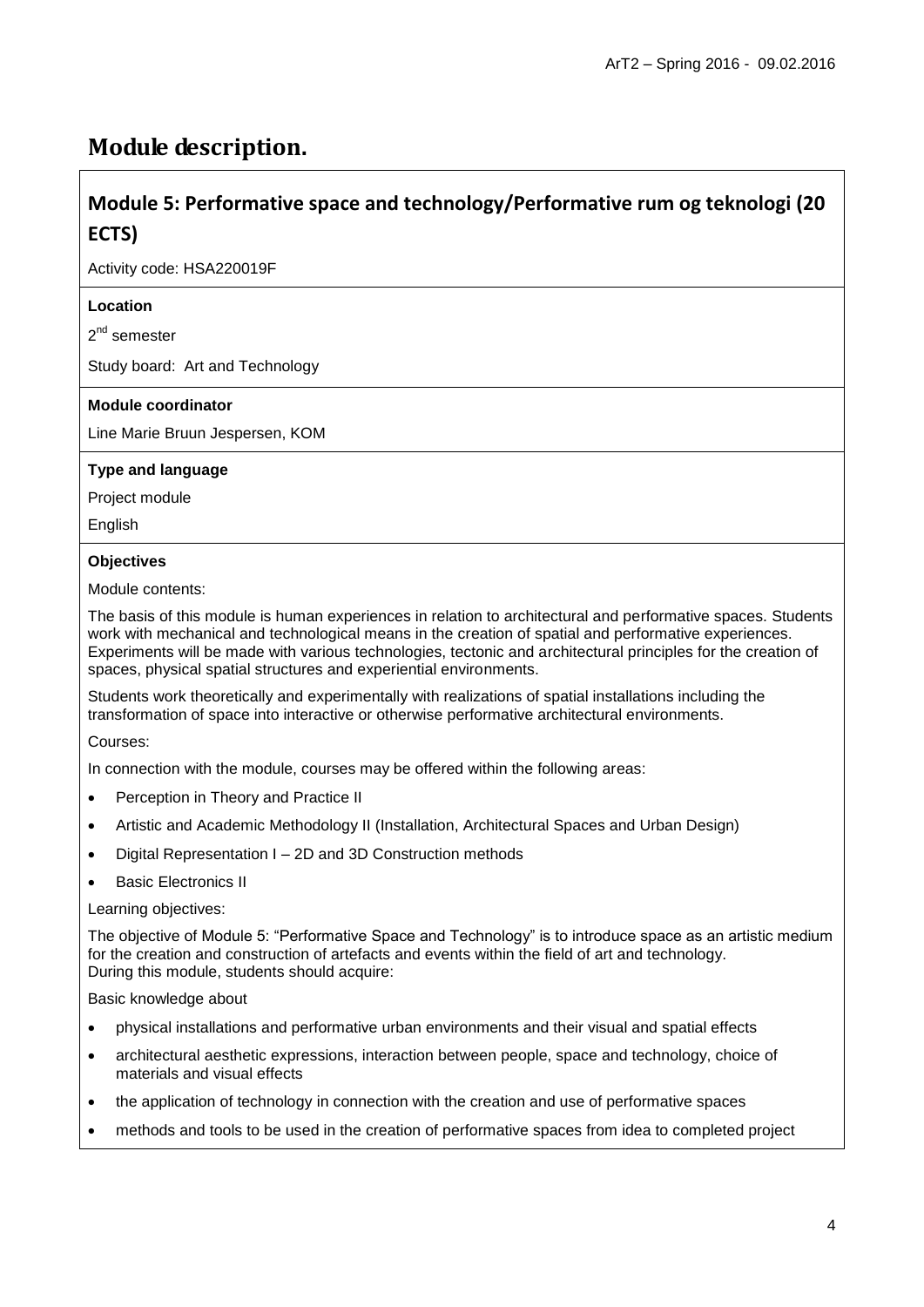# Module description.

## Module 5: Performative space and technology/Performative rum og teknologi (20 ECTS)

Activity code: HSA220019F

**Location**

2nd semester

Study board: Art and Technology

**Module coordinator**

Line Marie Bruun Jespersen, KOM

**Type and language**

Project module

English

**Objectives**

Module contents:

The basis of this module is human experiences in relation to architectural and performative spaces. Students work with mechanical and technological means in the creation of spatial and performative experiences. Experiments will be made with various technologies, tectonic and architectural principles for the creation of spaces, physical spatial structures and experiential environments.

Students work theoretically and experimentally with realizations of spatial installations including the transformation of space into interactive or otherwise performative architectural environments.

Courses:

In connection with the module, courses may be offered within the following areas:

- Perception in Theory and Practice II
- Artistic and Academic Methodology II (Installation, Architectural Spaces and Urban Design)
- Digital Representation I – 2D and 3D Construction methods
- Basic Electronics II

Learning objectives:

The objective of Module 5: "Performative Space and Technology" is to introduce space as an artistic medium for the creation and construction of artefacts and events within the field of art and technology.
During this module, students should acquire:

Basic knowledge about

- physical installations and performative urban environments and their visual and spatial effects
- architectural aesthetic expressions, interaction between people, space and technology, choice of materials and visual effects
- the application of technology in connection with the creation and use of performative spaces
- methods and tools to be used in the creation of performative spaces from idea to completed project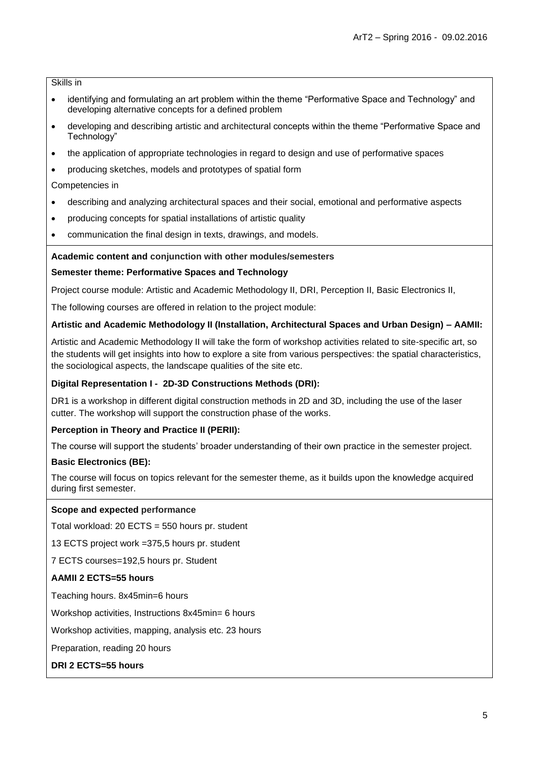Skills in

- identifying and formulating an art problem within the theme “Performative Space and Technology” and developing alternative concepts for a defined problem
- developing and describing artistic and architectural concepts within the theme “Performative Space and Technology”
- the application of appropriate technologies in regard to design and use of performative spaces
- producing sketches, models and prototypes of spatial form

Competencies in

- describing and analyzing architectural spaces and their social, emotional and performative aspects
- producing concepts for spatial installations of artistic quality
- communication the final design in texts, drawings, and models.

**Academic content and conjunction with other modules/semesters**

**Semester theme: Performative Spaces and Technology**

Project course module: Artistic and Academic Methodology II, DRI, Perception II, Basic Electronics II,

The following courses are offered in relation to the project module:

**Artistic and Academic Methodology II (Installation, Architectural Spaces and Urban Design) – AAMII:**

Artistic and Academic Methodology II will take the form of workshop activities related to site-specific art, so the students will get insights into how to explore a site from various perspectives: the spatial characteristics, the sociological aspects, the landscape qualities of the site etc.

**Digital Representation I - 2D-3D Constructions Methods (DRI):**

DR1 is a workshop in different digital construction methods in 2D and 3D, including the use of the laser cutter. The workshop will support the construction phase of the works.

**Perception in Theory and Practice II (PERII):**

The course will support the students' broader understanding of their own practice in the semester project.

**Basic Electronics (BE):**

The course will focus on topics relevant for the semester theme, as it builds upon the knowledge acquired during first semester.

**Scope and expected performance**

Total workload: 20 ECTS = 550 hours pr. student

13 ECTS project work =375,5 hours pr. student

7 ECTS courses=192,5 hours pr. Student

**AAMII 2 ECTS=55 hours**

Teaching hours. 8x45min=6 hours

Workshop activities, Instructions 8x45min= 6 hours

Workshop activities, mapping, analysis etc. 23 hours

Preparation, reading 20 hours

**DRI 2 ECTS=55 hours**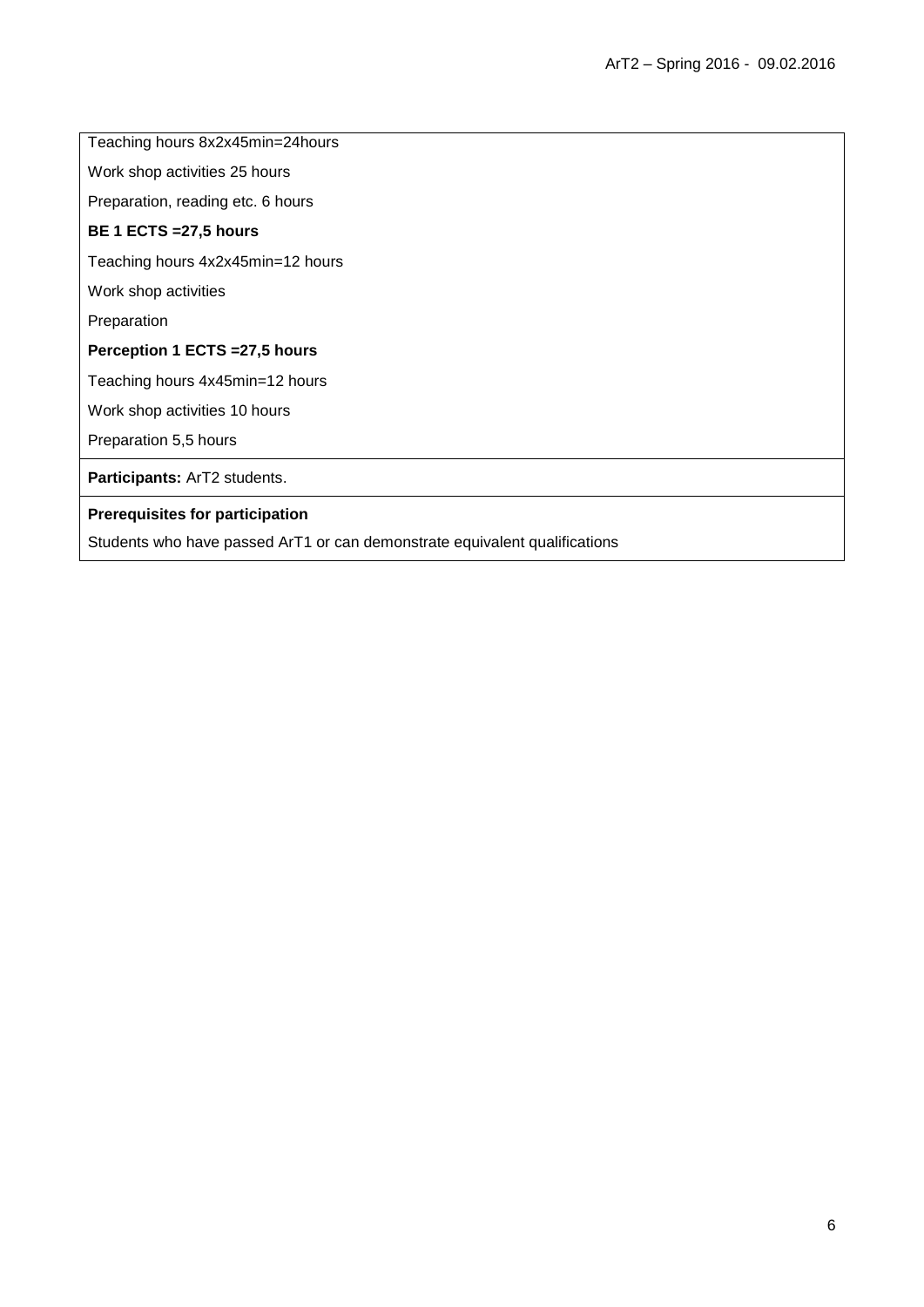Teaching hours 8x2x45min=24hours

Work shop activities 25 hours

Preparation, reading etc. 6 hours

**BE 1 ECTS =27,5 hours**

Teaching hours 4x2x45min=12 hours

Work shop activities

Preparation

**Perception 1 ECTS =27,5 hours**

Teaching hours 4x45min=12 hours

Work shop activities 10 hours

Preparation 5,5 hours

**Participants:** ArT2 students.

**Prerequisites for participation**

Students who have passed ArT1 or can demonstrate equivalent qualifications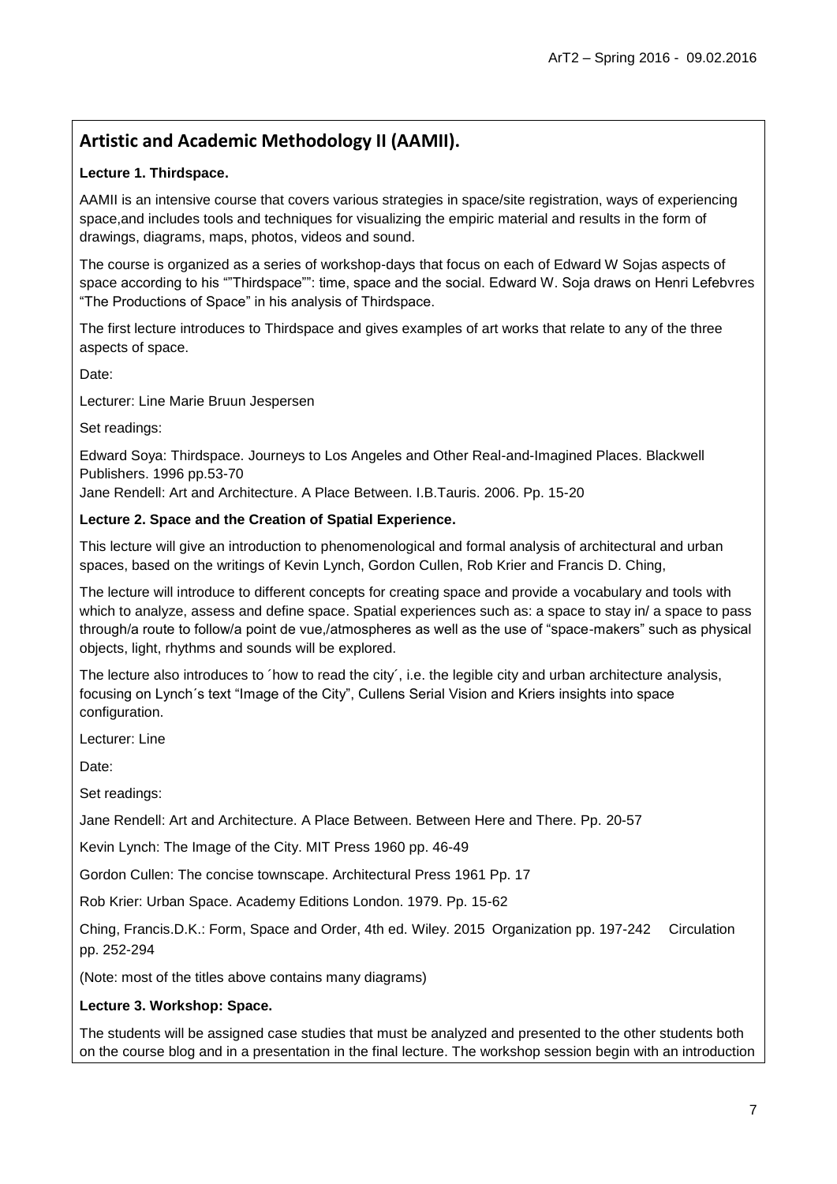## Artistic and Academic Methodology II (AAMII).

**Lecture 1. Thirdspace.**

AAMII is an intensive course that covers various strategies in space/site registration, ways of experiencing space,and includes tools and techniques for visualizing the empiric material and results in the form of drawings, diagrams, maps, photos, videos and sound.

The course is organized as a series of workshop-days that focus on each of Edward W Sojas aspects of space according to his ""Thirdspace"": time, space and the social. Edward W. Soja draws on Henri Lefebvres "The Productions of Space" in his analysis of Thirdspace.

The first lecture introduces to Thirdspace and gives examples of art works that relate to any of the three aspects of space.

Date:

Lecturer: Line Marie Bruun Jespersen

Set readings:

Edward Soya: Thirdspace. Journeys to Los Angeles and Other Real-and-Imagined Places. Blackwell Publishers. 1996 pp.53-70
Jane Rendell: Art and Architecture. A Place Between. I.B.Tauris. 2006. Pp. 15-20

**Lecture 2. Space and the Creation of Spatial Experience.**

This lecture will give an introduction to phenomenological and formal analysis of architectural and urban spaces, based on the writings of Kevin Lynch, Gordon Cullen, Rob Krier and Francis D. Ching,

The lecture will introduce to different concepts for creating space and provide a vocabulary and tools with which to analyze, assess and define space. Spatial experiences such as: a space to stay in/ a space to pass through/a route to follow/a point de vue,/atmospheres as well as the use of "space-makers" such as physical objects, light, rhythms and sounds will be explored.

The lecture also introduces to ´how to read the city´, i.e. the legible city and urban architecture analysis, focusing on Lynch´s text "Image of the City", Cullens Serial Vision and Kriers insights into space configuration.

Lecturer: Line

Date:

Set readings:

Jane Rendell: Art and Architecture. A Place Between. Between Here and There. Pp. 20-57

Kevin Lynch: The Image of the City. MIT Press 1960 pp. 46-49

Gordon Cullen: The concise townscape. Architectural Press 1961 Pp. 17

Rob Krier: Urban Space. Academy Editions London. 1979. Pp. 15-62

Ching, Francis.D.K.: Form, Space and Order, 4th ed. Wiley. 2015 Organization pp. 197-242 Circulation pp. 252-294

(Note: most of the titles above contains many diagrams)

**Lecture 3. Workshop: Space.**

The students will be assigned case studies that must be analyzed and presented to the other students both on the course blog and in a presentation in the final lecture. The workshop session begin with an introduction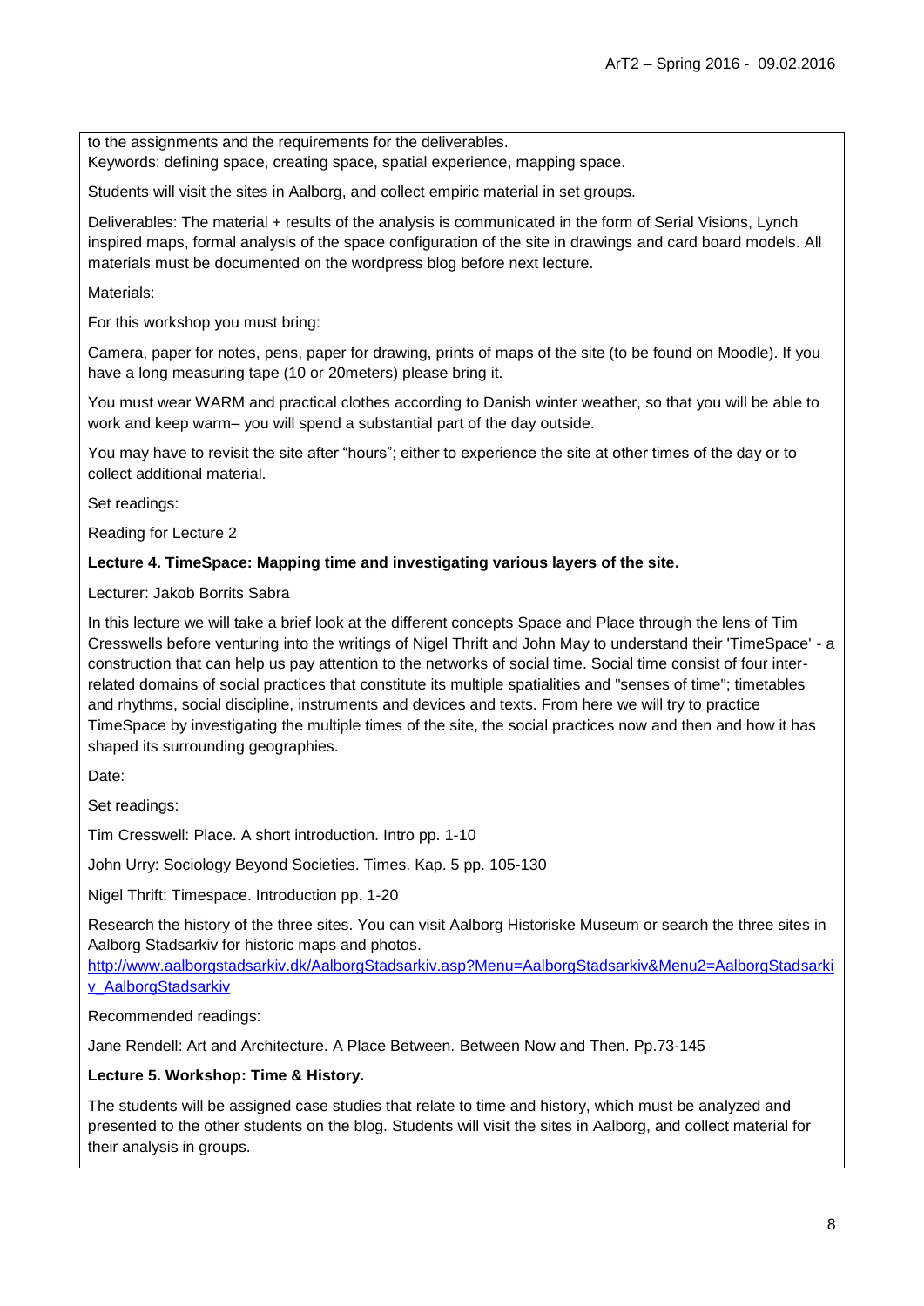to the assignments and the requirements for the deliverables.
Keywords: defining space, creating space, spatial experience, mapping space.

Students will visit the sites in Aalborg, and collect empiric material in set groups.

Deliverables: The material + results of the analysis is communicated in the form of Serial Visions, Lynch inspired maps, formal analysis of the space configuration of the site in drawings and card board models. All materials must be documented on the wordpress blog before next lecture.

Materials:

For this workshop you must bring:

Camera, paper for notes, pens, paper for drawing, prints of maps of the site (to be found on Moodle). If you have a long measuring tape (10 or 20meters) please bring it.

You must wear WARM and practical clothes according to Danish winter weather, so that you will be able to work and keep warm– you will spend a substantial part of the day outside.

You may have to revisit the site after "hours"; either to experience the site at other times of the day or to collect additional material.

Set readings:

Reading for Lecture 2

**Lecture 4. TimeSpace: Mapping time and investigating various layers of the site.**

Lecturer: Jakob Borrits Sabra

In this lecture we will take a brief look at the different concepts Space and Place through the lens of Tim Cresswells before venturing into the writings of Nigel Thrift and John May to understand their 'TimeSpace' - a construction that can help us pay attention to the networks of social time. Social time consist of four inter-related domains of social practices that constitute its multiple spatialities and "senses of time"; timetables and rhythms, social discipline, instruments and devices and texts. From here we will try to practice TimeSpace by investigating the multiple times of the site, the social practices now and then and how it has shaped its surrounding geographies.

Date:

Set readings:

Tim Cresswell: Place. A short introduction. Intro pp. 1-10

John Urry: Sociology Beyond Societies. Times. Kap. 5 pp. 105-130

Nigel Thrift: Timespace. Introduction pp. 1-20

Research the history of the three sites. You can visit Aalborg Historiske Museum or search the three sites in Aalborg Stadsarkiv for historic maps and photos.
http://www.aalborgstadsarkiv.dk/AalborgStadsarkiv.asp?Menu=AalborgStadsarkiv&Menu2=AalborgStadsarkiv_AalborgStadsarkiv

Recommended readings:

Jane Rendell: Art and Architecture. A Place Between. Between Now and Then. Pp.73-145

**Lecture 5. Workshop: Time & History.**

The students will be assigned case studies that relate to time and history, which must be analyzed and presented to the other students on the blog. Students will visit the sites in Aalborg, and collect material for their analysis in groups.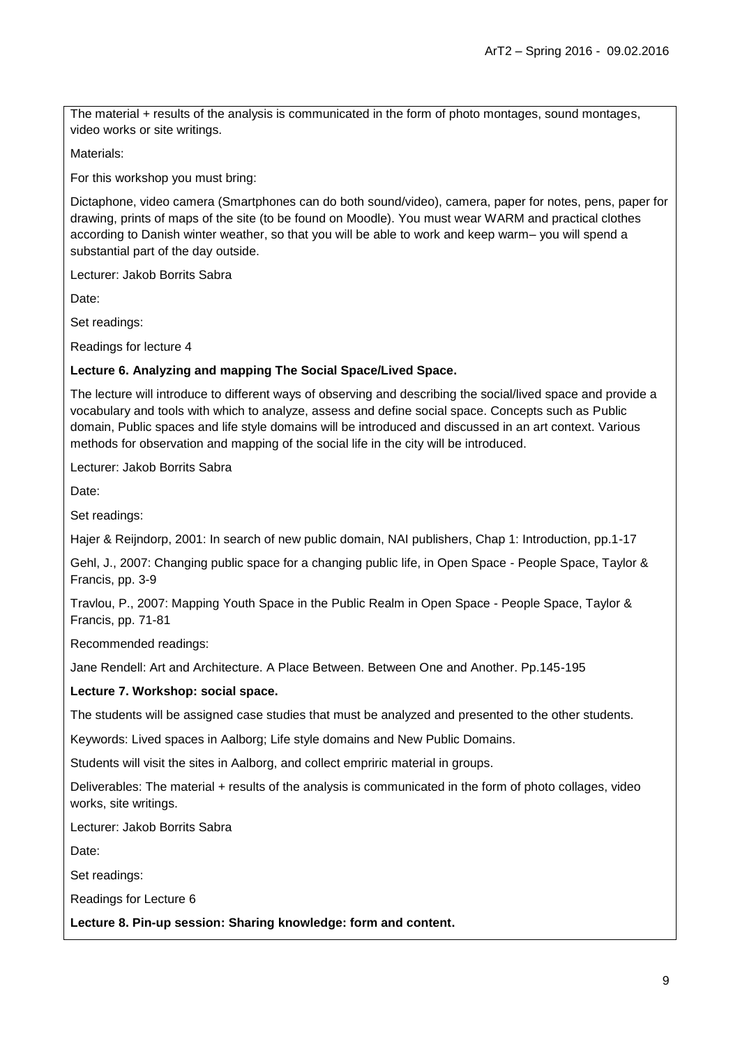The material + results of the analysis is communicated in the form of photo montages, sound montages, video works or site writings.

Materials:

For this workshop you must bring:

Dictaphone, video camera (Smartphones can do both sound/video), camera, paper for notes, pens, paper for drawing, prints of maps of the site (to be found on Moodle). You must wear WARM and practical clothes according to Danish winter weather, so that you will be able to work and keep warm– you will spend a substantial part of the day outside.

Lecturer: Jakob Borrits Sabra

Date:

Set readings:

Readings for lecture 4

**Lecture 6. Analyzing and mapping The Social Space/Lived Space.**

The lecture will introduce to different ways of observing and describing the social/lived space and provide a vocabulary and tools with which to analyze, assess and define social space. Concepts such as Public domain, Public spaces and life style domains will be introduced and discussed in an art context. Various methods for observation and mapping of the social life in the city will be introduced.

Lecturer: Jakob Borrits Sabra

Date:

Set readings:

Hajer & Reijndorp, 2001: In search of new public domain, NAI publishers, Chap 1: Introduction, pp.1-17

Gehl, J., 2007: Changing public space for a changing public life, in Open Space - People Space, Taylor & Francis, pp. 3-9

Travlou, P., 2007: Mapping Youth Space in the Public Realm in Open Space - People Space, Taylor & Francis, pp. 71-81

Recommended readings:

Jane Rendell: Art and Architecture. A Place Between. Between One and Another. Pp.145-195

**Lecture 7. Workshop: social space.**

The students will be assigned case studies that must be analyzed and presented to the other students.

Keywords: Lived spaces in Aalborg; Life style domains and New Public Domains.

Students will visit the sites in Aalborg, and collect empriric material in groups.

Deliverables: The material + results of the analysis is communicated in the form of photo collages, video works, site writings.

Lecturer: Jakob Borrits Sabra

Date:

Set readings:

Readings for Lecture 6

**Lecture 8. Pin-up session: Sharing knowledge: form and content.**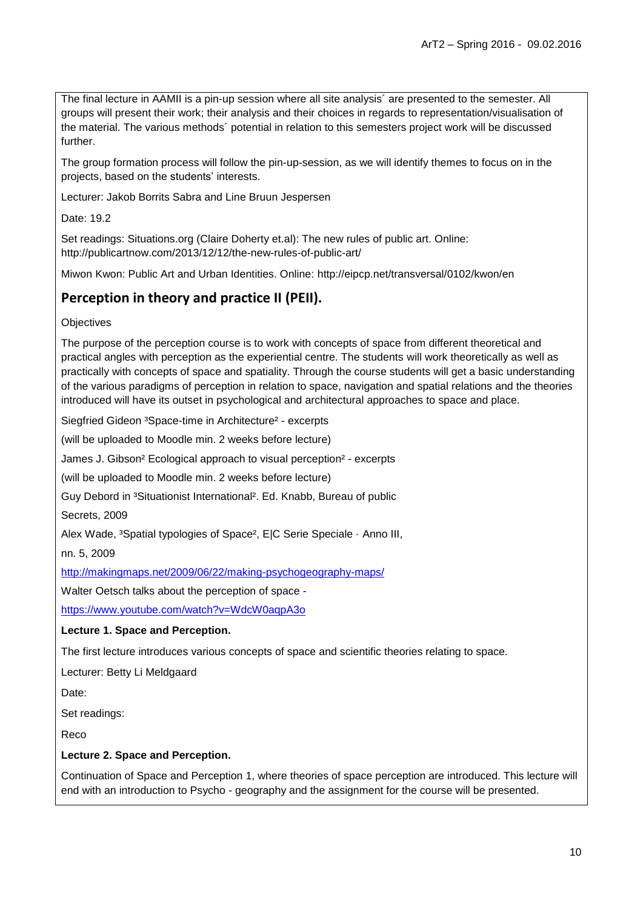The final lecture in AAMII is a pin-up session where all site analysis´ are presented to the semester. All groups will present their work; their analysis and their choices in regards to representation/visualisation of the material. The various methods´ potential in relation to this semesters project work will be discussed further.

The group formation process will follow the pin-up-session, as we will identify themes to focus on in the projects, based on the students' interests.

Lecturer: Jakob Borrits Sabra and Line Bruun Jespersen

Date: 19.2

Set readings: Situations.org (Claire Doherty et.al): The new rules of public art. Online: http://publicartnow.com/2013/12/12/the-new-rules-of-public-art/

Miwon Kwon: Public Art and Urban Identities. Online: http://eipcp.net/transversal/0102/kwon/en

## Perception in theory and practice II (PEII).

Objectives

The purpose of the perception course is to work with concepts of space from different theoretical and practical angles with perception as the experiential centre. The students will work theoretically as well as practically with concepts of space and spatiality. Through the course students will get a basic understanding of the various paradigms of perception in relation to space, navigation and spatial relations and the theories introduced will have its outset in psychological and architectural approaches to space and place.

Siegfried Gideon ³Space-time in Architecture² - excerpts

(will be uploaded to Moodle min. 2 weeks before lecture)

James J. Gibson² Ecological approach to visual perception² - excerpts

(will be uploaded to Moodle min. 2 weeks before lecture)

Guy Debord in ³Situationist International². Ed. Knabb, Bureau of public

Secrets, 2009

Alex Wade, ³Spatial typologies of Space², E|C Serie Speciale · Anno III,

nn. 5, 2009

http://makingmaps.net/2009/06/22/making-psychogeography-maps/

Walter Oetsch talks about the perception of space -

https://www.youtube.com/watch?v=WdcW0aqpA3o

**Lecture 1. Space and Perception.**

The first lecture introduces various concepts of space and scientific theories relating to space.

Lecturer: Betty Li Meldgaard

Date:

Set readings:

Reco

**Lecture 2. Space and Perception.**

Continuation of Space and Perception 1, where theories of space perception are introduced. This lecture will end with an introduction to Psycho - geography and the assignment for the course will be presented.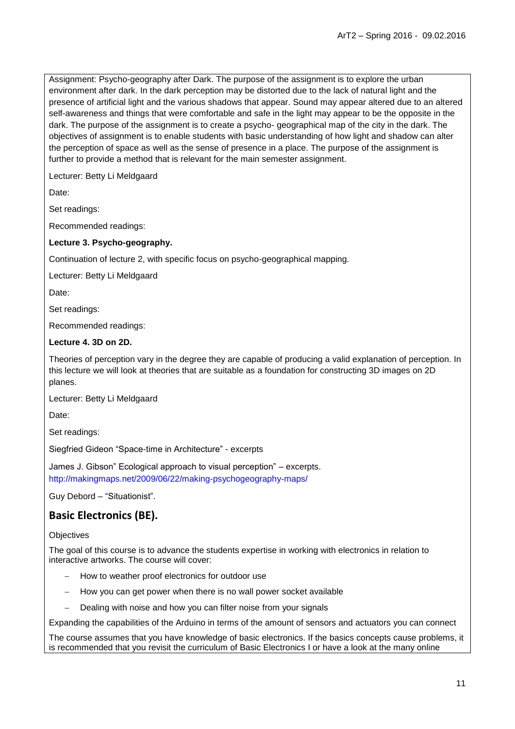Assignment: Psycho-geography after Dark. The purpose of the assignment is to explore the urban environment after dark. In the dark perception may be distorted due to the lack of natural light and the presence of artificial light and the various shadows that appear. Sound may appear altered due to an altered self-awareness and things that were comfortable and safe in the light may appear to be the opposite in the dark. The purpose of the assignment is to create a psycho- geographical map of the city in the dark. The objectives of assignment is to enable students with basic understanding of how light and shadow can alter the perception of space as well as the sense of presence in a place. The purpose of the assignment is further to provide a method that is relevant for the main semester assignment.

Lecturer: Betty Li Meldgaard

Date:

Set readings:

Recommended readings:

**Lecture 3. Psycho-geography.**

Continuation of lecture 2, with specific focus on psycho-geographical mapping.

Lecturer: Betty Li Meldgaard

Date:

Set readings:

Recommended readings:

**Lecture 4. 3D on 2D.**

Theories of perception vary in the degree they are capable of producing a valid explanation of perception. In this lecture we will look at theories that are suitable as a foundation for constructing 3D images on 2D planes.

Lecturer: Betty Li Meldgaard

Date:

Set readings:

Siegfried Gideon "Space-time in Architecture" - excerpts

James J. Gibson" Ecological approach to visual perception" – excerpts.
http://makingmaps.net/2009/06/22/making-psychogeography-maps/

Guy Debord – "Situationist".

## Basic Electronics (BE).

Objectives

The goal of this course is to advance the students expertise in working with electronics in relation to interactive artworks. The course will cover:

- How to weather proof electronics for outdoor use
- How you can get power when there is no wall power socket available
- Dealing with noise and how you can filter noise from your signals

Expanding the capabilities of the Arduino in terms of the amount of sensors and actuators you can connect

The course assumes that you have knowledge of basic electronics. If the basics concepts cause problems, it is recommended that you revisit the curriculum of Basic Electronics I or have a look at the many online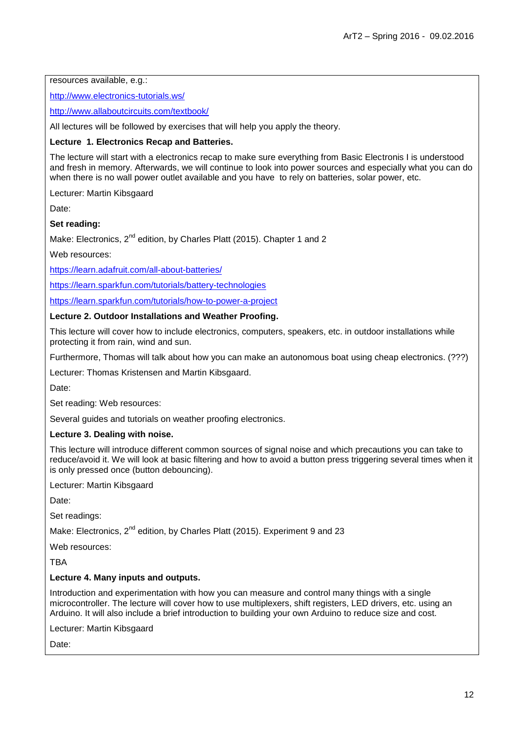resources available, e.g.:

http://www.electronics-tutorials.ws/

http://www.allaboutcircuits.com/textbook/

All lectures will be followed by exercises that will help you apply the theory.

**Lecture 1. Electronics Recap and Batteries.**

The lecture will start with a electronics recap to make sure everything from Basic Electronis I is understood and fresh in memory. Afterwards, we will continue to look into power sources and especially what you can do when there is no wall power outlet available and you have to rely on batteries, solar power, etc.

Lecturer: Martin Kibsgaard

Date:

**Set reading:**

Make: Electronics, 2nd edition, by Charles Platt (2015). Chapter 1 and 2

Web resources:

https://learn.adafruit.com/all-about-batteries/

https://learn.sparkfun.com/tutorials/battery-technologies

https://learn.sparkfun.com/tutorials/how-to-power-a-project

**Lecture 2. Outdoor Installations and Weather Proofing.**

This lecture will cover how to include electronics, computers, speakers, etc. in outdoor installations while protecting it from rain, wind and sun.

Furthermore, Thomas will talk about how you can make an autonomous boat using cheap electronics. (???)

Lecturer: Thomas Kristensen and Martin Kibsgaard.

Date:

Set reading: Web resources:

Several guides and tutorials on weather proofing electronics.

**Lecture 3. Dealing with noise.**

This lecture will introduce different common sources of signal noise and which precautions you can take to reduce/avoid it. We will look at basic filtering and how to avoid a button press triggering several times when it is only pressed once (button debouncing).

Lecturer: Martin Kibsgaard

Date:

Set readings:

Make: Electronics, 2nd edition, by Charles Platt (2015). Experiment 9 and 23

Web resources:

TBA

**Lecture 4. Many inputs and outputs.**

Introduction and experimentation with how you can measure and control many things with a single microcontroller. The lecture will cover how to use multiplexers, shift registers, LED drivers, etc. using an Arduino. It will also include a brief introduction to building your own Arduino to reduce size and cost.

Lecturer: Martin Kibsgaard

Date: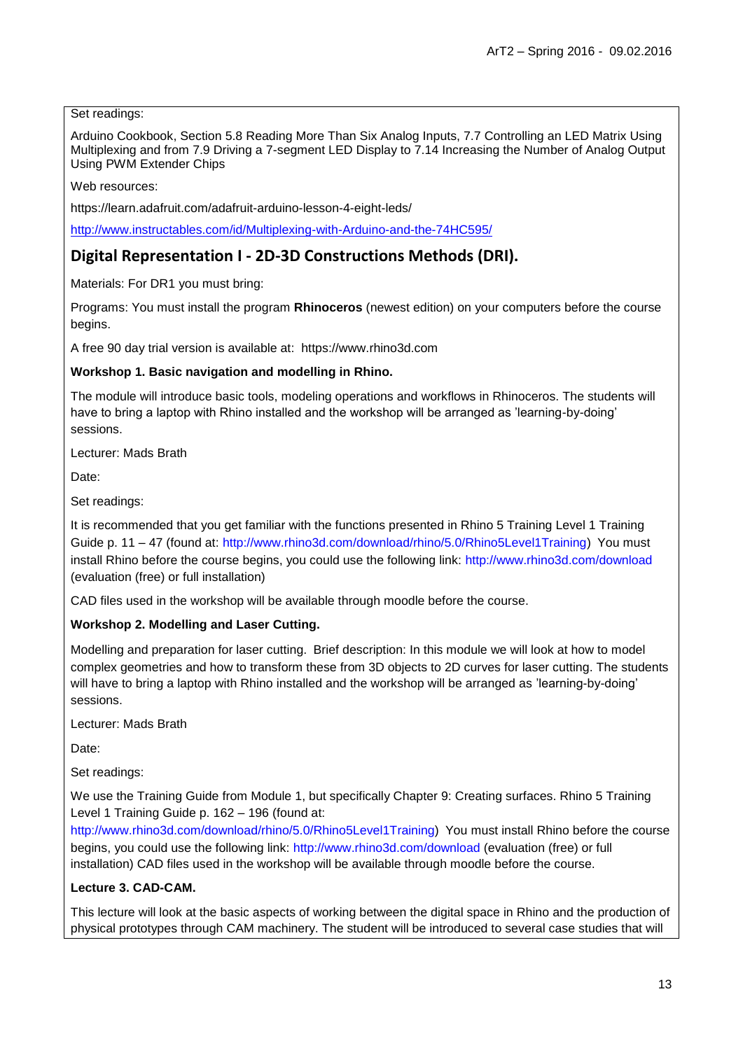Set readings:

Arduino Cookbook, Section 5.8 Reading More Than Six Analog Inputs, 7.7 Controlling an LED Matrix Using Multiplexing and from 7.9 Driving a 7-segment LED Display to 7.14 Increasing the Number of Analog Output Using PWM Extender Chips

Web resources:

https://learn.adafruit.com/adafruit-arduino-lesson-4-eight-leds/

http://www.instructables.com/id/Multiplexing-with-Arduino-and-the-74HC595/

## Digital Representation I - 2D-3D Constructions Methods (DRI).

Materials: For DR1 you must bring:

Programs: You must install the program **Rhinoceros** (newest edition) on your computers before the course begins.

A free 90 day trial version is available at: https://www.rhino3d.com

**Workshop 1. Basic navigation and modelling in Rhino.**

The module will introduce basic tools, modeling operations and workflows in Rhinoceros. The students will have to bring a laptop with Rhino installed and the workshop will be arranged as 'learning-by-doing' sessions.

Lecturer: Mads Brath

Date:

Set readings:

It is recommended that you get familiar with the functions presented in Rhino 5 Training Level 1 Training Guide p. 11 – 47 (found at: http://www.rhino3d.com/download/rhino/5.0/Rhino5Level1Training) You must install Rhino before the course begins, you could use the following link: http://www.rhino3d.com/download (evaluation (free) or full installation)

CAD files used in the workshop will be available through moodle before the course.

**Workshop 2. Modelling and Laser Cutting.**

Modelling and preparation for laser cutting. Brief description: In this module we will look at how to model complex geometries and how to transform these from 3D objects to 2D curves for laser cutting. The students will have to bring a laptop with Rhino installed and the workshop will be arranged as 'learning-by-doing' sessions.

Lecturer: Mads Brath

Date:

Set readings:

We use the Training Guide from Module 1, but specifically Chapter 9: Creating surfaces. Rhino 5 Training Level 1 Training Guide p. 162 – 196 (found at: http://www.rhino3d.com/download/rhino/5.0/Rhino5Level1Training) You must install Rhino before the course begins, you could use the following link: http://www.rhino3d.com/download (evaluation (free) or full installation) CAD files used in the workshop will be available through moodle before the course.

**Lecture 3. CAD-CAM.**

This lecture will look at the basic aspects of working between the digital space in Rhino and the production of physical prototypes through CAM machinery. The student will be introduced to several case studies that will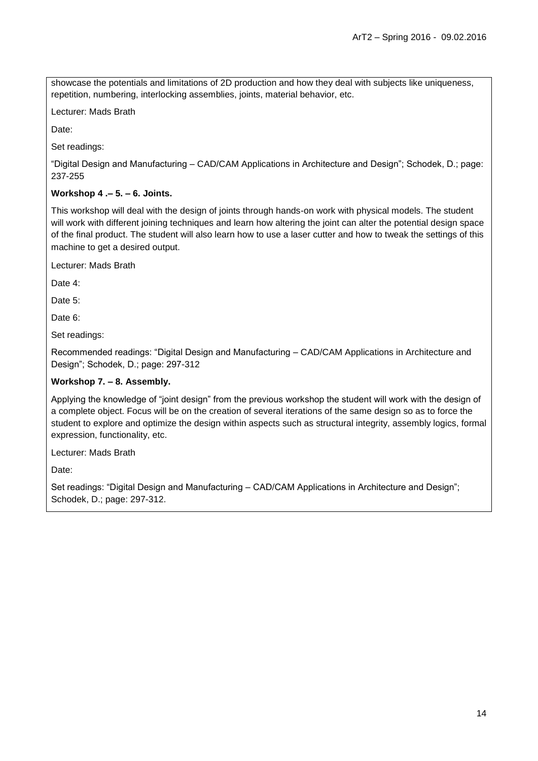showcase the potentials and limitations of 2D production and how they deal with subjects like uniqueness, repetition, numbering, interlocking assemblies, joints, material behavior, etc.

Lecturer: Mads Brath

Date:

Set readings:

“Digital Design and Manufacturing – CAD/CAM Applications in Architecture and Design”; Schodek, D.; page: 237-255

**Workshop 4 .– 5. – 6. Joints.**

This workshop will deal with the design of joints through hands-on work with physical models. The student will work with different joining techniques and learn how altering the joint can alter the potential design space of the final product. The student will also learn how to use a laser cutter and how to tweak the settings of this machine to get a desired output.

Lecturer: Mads Brath

Date 4:

Date 5:

Date 6:

Set readings:

Recommended readings: “Digital Design and Manufacturing – CAD/CAM Applications in Architecture and Design”; Schodek, D.; page: 297-312

**Workshop 7. – 8. Assembly.**

Applying the knowledge of “joint design” from the previous workshop the student will work with the design of a complete object. Focus will be on the creation of several iterations of the same design so as to force the student to explore and optimize the design within aspects such as structural integrity, assembly logics, formal expression, functionality, etc.

Lecturer: Mads Brath

Date:

Set readings: “Digital Design and Manufacturing – CAD/CAM Applications in Architecture and Design”; Schodek, D.; page: 297-312.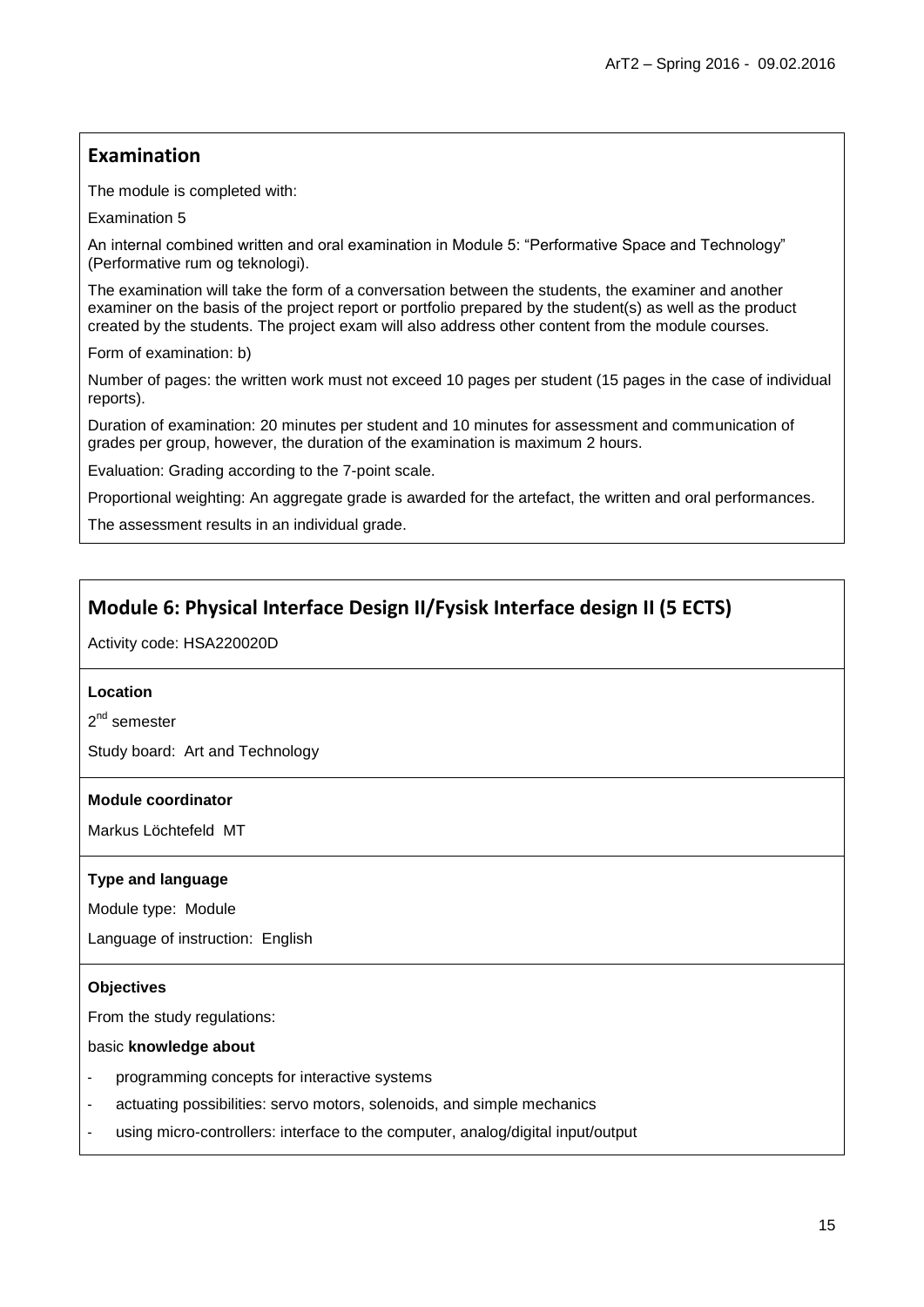## Examination

The module is completed with:

Examination 5

An internal combined written and oral examination in Module 5: "Performative Space and Technology" (Performative rum og teknologi).

The examination will take the form of a conversation between the students, the examiner and another examiner on the basis of the project report or portfolio prepared by the student(s) as well as the product created by the students. The project exam will also address other content from the module courses.

Form of examination: b)

Number of pages: the written work must not exceed 10 pages per student (15 pages in the case of individual reports).

Duration of examination: 20 minutes per student and 10 minutes for assessment and communication of grades per group, however, the duration of the examination is maximum 2 hours.

Evaluation: Grading according to the 7-point scale.

Proportional weighting: An aggregate grade is awarded for the artefact, the written and oral performances.

The assessment results in an individual grade.

## Module 6: Physical Interface Design II/Fysisk Interface design II (5 ECTS)

Activity code: HSA220020D

**Location**

2nd semester

Study board: Art and Technology

**Module coordinator**

Markus Löchtefeld MT

**Type and language**

Module type: Module

Language of instruction: English

**Objectives**

From the study regulations:

basic **knowledge about**

- programming concepts for interactive systems
- actuating possibilities: servo motors, solenoids, and simple mechanics
- using micro-controllers: interface to the computer, analog/digital input/output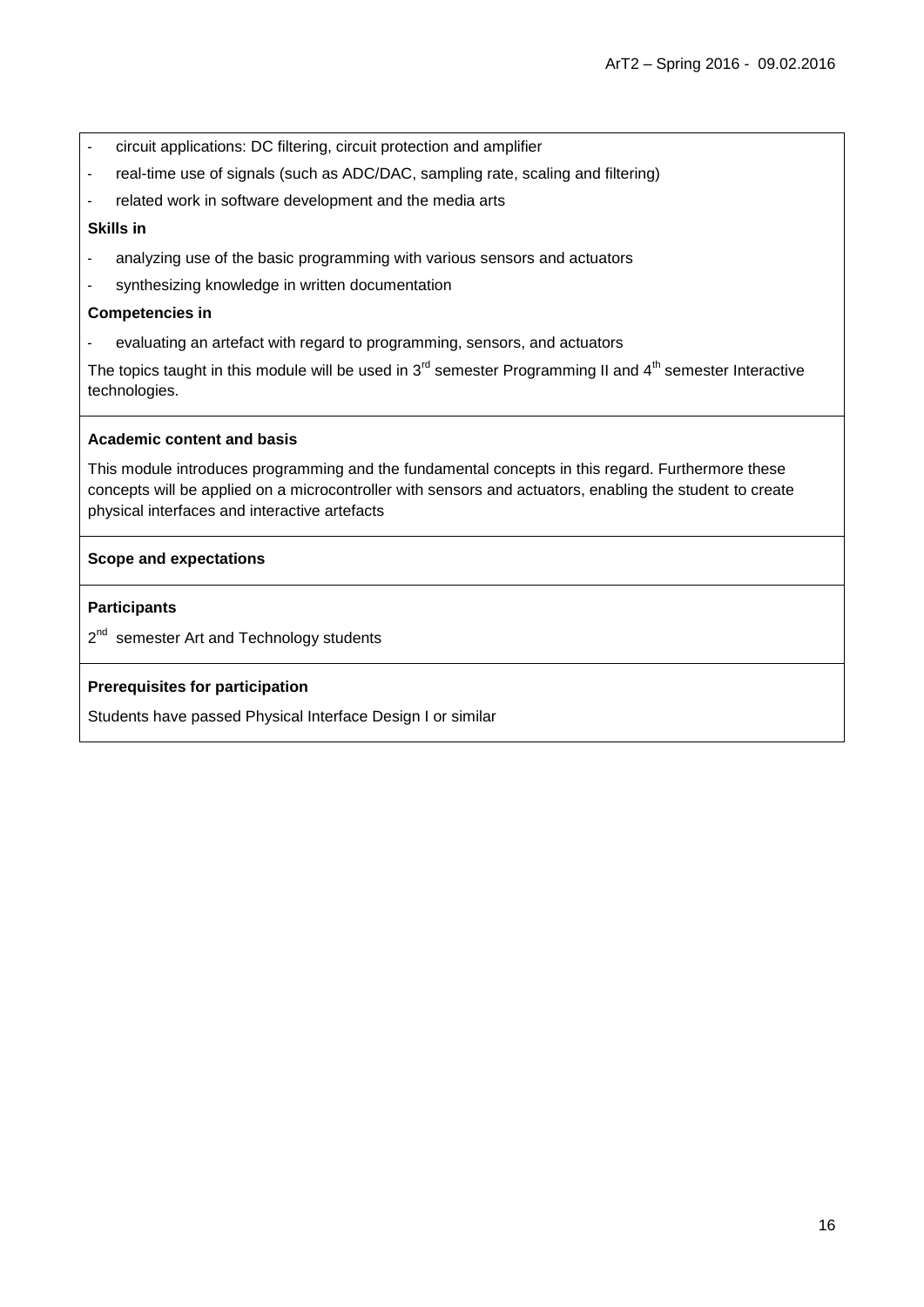- circuit applications: DC filtering, circuit protection and amplifier
- real-time use of signals (such as ADC/DAC, sampling rate, scaling and filtering)
- related work in software development and the media arts

**Skills in**

- analyzing use of the basic programming with various sensors and actuators
- synthesizing knowledge in written documentation

**Competencies in**

- evaluating an artefact with regard to programming, sensors, and actuators

The topics taught in this module will be used in 3rd semester Programming II and 4th semester Interactive technologies.

**Academic content and basis**

This module introduces programming and the fundamental concepts in this regard. Furthermore these concepts will be applied on a microcontroller with sensors and actuators, enabling the student to create physical interfaces and interactive artefacts

**Scope and expectations**

**Participants**

2nd semester Art and Technology students

**Prerequisites for participation**

Students have passed Physical Interface Design I or similar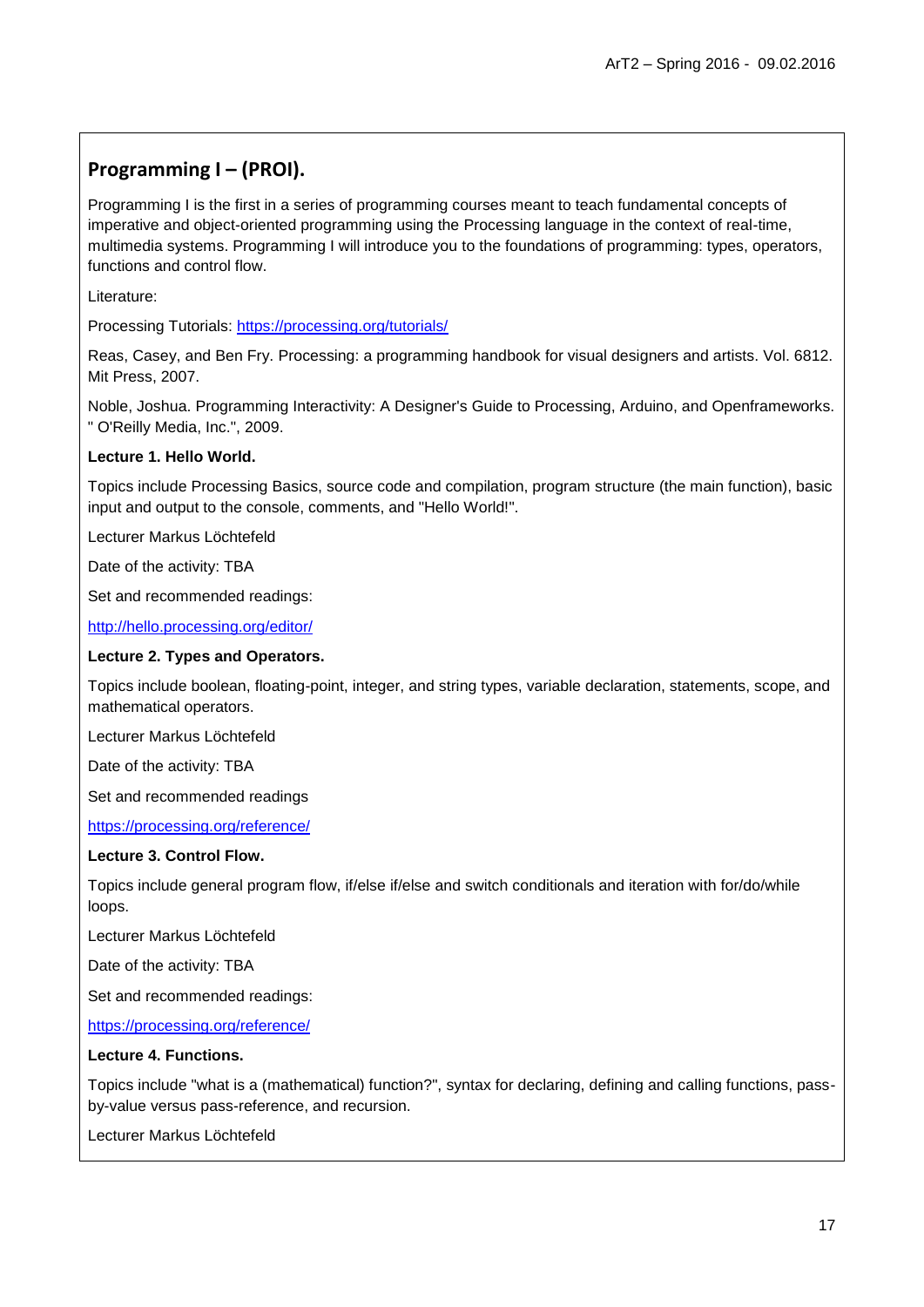## Programming I – (PROI).

Programming I is the first in a series of programming courses meant to teach fundamental concepts of imperative and object-oriented programming using the Processing language in the context of real-time, multimedia systems. Programming I will introduce you to the foundations of programming: types, operators, functions and control flow.

Literature:

Processing Tutorials: https://processing.org/tutorials/

Reas, Casey, and Ben Fry. Processing: a programming handbook for visual designers and artists. Vol. 6812. Mit Press, 2007.

Noble, Joshua. Programming Interactivity: A Designer's Guide to Processing, Arduino, and Openframeworks. " O'Reilly Media, Inc.", 2009.

**Lecture 1. Hello World.**

Topics include Processing Basics, source code and compilation, program structure (the main function), basic input and output to the console, comments, and "Hello World!".

Lecturer Markus Löchtefeld

Date of the activity: TBA

Set and recommended readings:

http://hello.processing.org/editor/

**Lecture 2. Types and Operators.**

Topics include boolean, floating-point, integer, and string types, variable declaration, statements, scope, and mathematical operators.

Lecturer Markus Löchtefeld

Date of the activity: TBA

Set and recommended readings

https://processing.org/reference/

**Lecture 3. Control Flow.**

Topics include general program flow, if/else if/else and switch conditionals and iteration with for/do/while loops.

Lecturer Markus Löchtefeld

Date of the activity: TBA

Set and recommended readings:

https://processing.org/reference/

**Lecture 4. Functions.**

Topics include "what is a (mathematical) function?", syntax for declaring, defining and calling functions, pass-by-value versus pass-reference, and recursion.

Lecturer Markus Löchtefeld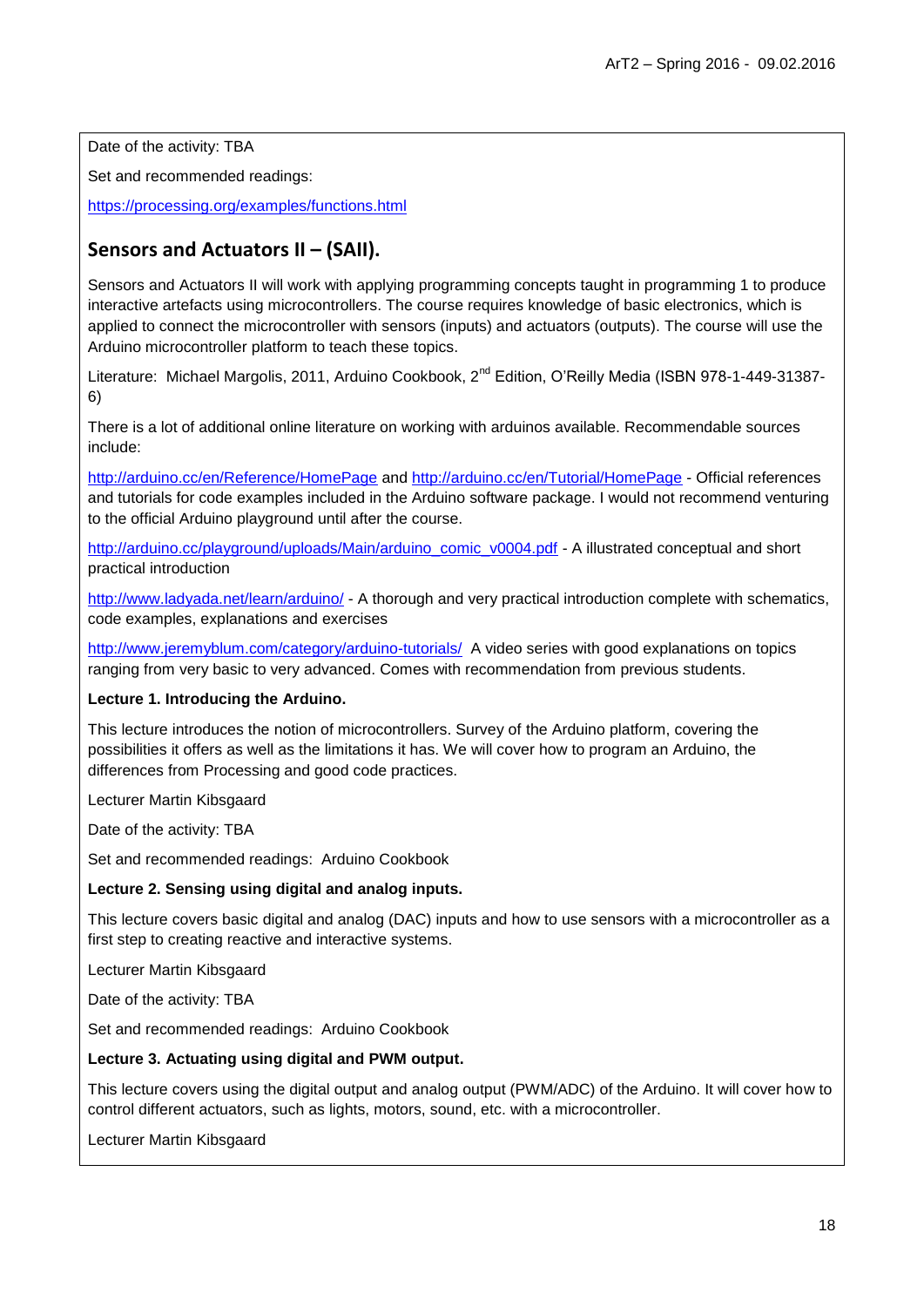Date of the activity: TBA

Set and recommended readings:

https://processing.org/examples/functions.html

## Sensors and Actuators II – (SAII).

Sensors and Actuators II will work with applying programming concepts taught in programming 1 to produce interactive artefacts using microcontrollers. The course requires knowledge of basic electronics, which is applied to connect the microcontroller with sensors (inputs) and actuators (outputs). The course will use the Arduino microcontroller platform to teach these topics.

Literature: Michael Margolis, 2011, Arduino Cookbook, 2nd Edition, O'Reilly Media (ISBN 978-1-449-31387-6)

There is a lot of additional online literature on working with arduinos available. Recommendable sources include:

http://arduino.cc/en/Reference/HomePage and http://arduino.cc/en/Tutorial/HomePage - Official references and tutorials for code examples included in the Arduino software package. I would not recommend venturing to the official Arduino playground until after the course.

http://arduino.cc/playground/uploads/Main/arduino_comic_v0004.pdf - A illustrated conceptual and short practical introduction

http://www.ladyada.net/learn/arduino/ - A thorough and very practical introduction complete with schematics, code examples, explanations and exercises

http://www.jeremyblum.com/category/arduino-tutorials/ A video series with good explanations on topics ranging from very basic to very advanced. Comes with recommendation from previous students.

**Lecture 1. Introducing the Arduino.**

This lecture introduces the notion of microcontrollers. Survey of the Arduino platform, covering the possibilities it offers as well as the limitations it has. We will cover how to program an Arduino, the differences from Processing and good code practices.

Lecturer Martin Kibsgaard

Date of the activity: TBA

Set and recommended readings: Arduino Cookbook

**Lecture 2. Sensing using digital and analog inputs.**

This lecture covers basic digital and analog (DAC) inputs and how to use sensors with a microcontroller as a first step to creating reactive and interactive systems.

Lecturer Martin Kibsgaard

Date of the activity: TBA

Set and recommended readings: Arduino Cookbook

**Lecture 3. Actuating using digital and PWM output.**

This lecture covers using the digital output and analog output (PWM/ADC) of the Arduino. It will cover how to control different actuators, such as lights, motors, sound, etc. with a microcontroller.

Lecturer Martin Kibsgaard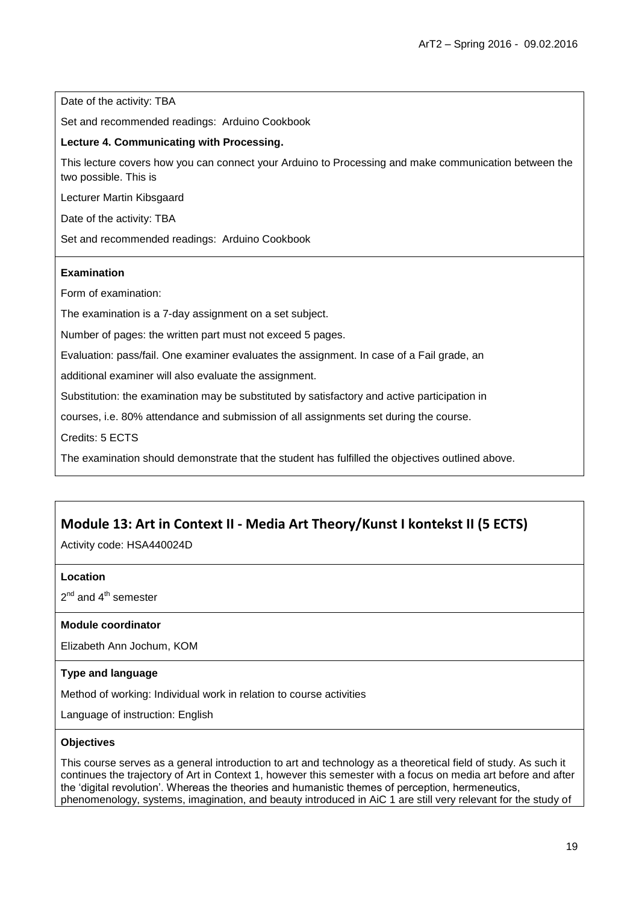Date of the activity: TBA

Set and recommended readings: Arduino Cookbook

**Lecture 4. Communicating with Processing.**

This lecture covers how you can connect your Arduino to Processing and make communication between the two possible. This is

Lecturer Martin Kibsgaard

Date of the activity: TBA

Set and recommended readings: Arduino Cookbook

**Examination**

Form of examination:

The examination is a 7-day assignment on a set subject.

Number of pages: the written part must not exceed 5 pages.

Evaluation: pass/fail. One examiner evaluates the assignment. In case of a Fail grade, an

additional examiner will also evaluate the assignment.

Substitution: the examination may be substituted by satisfactory and active participation in

courses, i.e. 80% attendance and submission of all assignments set during the course.

Credits: 5 ECTS

The examination should demonstrate that the student has fulfilled the objectives outlined above.

## Module 13: Art in Context II - Media Art Theory/Kunst I kontekst II (5 ECTS)

Activity code: HSA440024D

**Location**

2nd and 4th semester

**Module coordinator**

Elizabeth Ann Jochum, KOM

**Type and language**

Method of working: Individual work in relation to course activities

Language of instruction: English

**Objectives**

This course serves as a general introduction to art and technology as a theoretical field of study. As such it continues the trajectory of Art in Context 1, however this semester with a focus on media art before and after the 'digital revolution'. Whereas the theories and humanistic themes of perception, hermeneutics, phenomenology, systems, imagination, and beauty introduced in AiC 1 are still very relevant for the study of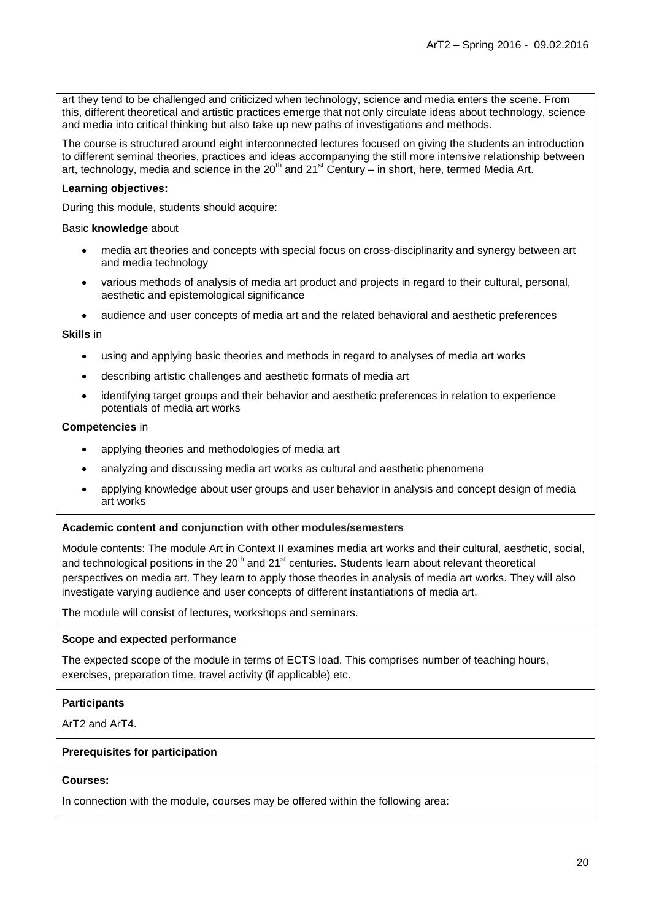art they tend to be challenged and criticized when technology, science and media enters the scene. From this, different theoretical and artistic practices emerge that not only circulate ideas about technology, science and media into critical thinking but also take up new paths of investigations and methods.

The course is structured around eight interconnected lectures focused on giving the students an introduction to different seminal theories, practices and ideas accompanying the still more intensive relationship between art, technology, media and science in the 20th and 21st Century – in short, here, termed Media Art.

**Learning objectives:**

During this module, students should acquire:

Basic **knowledge** about

- media art theories and concepts with special focus on cross-disciplinarity and synergy between art and media technology
- various methods of analysis of media art product and projects in regard to their cultural, personal, aesthetic and epistemological significance
- audience and user concepts of media art and the related behavioral and aesthetic preferences

**Skills** in

- using and applying basic theories and methods in regard to analyses of media art works
- describing artistic challenges and aesthetic formats of media art
- identifying target groups and their behavior and aesthetic preferences in relation to experience potentials of media art works

**Competencies** in

- applying theories and methodologies of media art
- analyzing and discussing media art works as cultural and aesthetic phenomena
- applying knowledge about user groups and user behavior in analysis and concept design of media art works

**Academic content and conjunction with other modules/semesters**

Module contents: The module Art in Context II examines media art works and their cultural, aesthetic, social, and technological positions in the 20th and 21st centuries. Students learn about relevant theoretical perspectives on media art. They learn to apply those theories in analysis of media art works. They will also investigate varying audience and user concepts of different instantiations of media art.

The module will consist of lectures, workshops and seminars.

**Scope and expected performance**

The expected scope of the module in terms of ECTS load. This comprises number of teaching hours, exercises, preparation time, travel activity (if applicable) etc.

**Participants**

ArT2 and ArT4.

**Prerequisites for participation**

**Courses:**

In connection with the module, courses may be offered within the following area: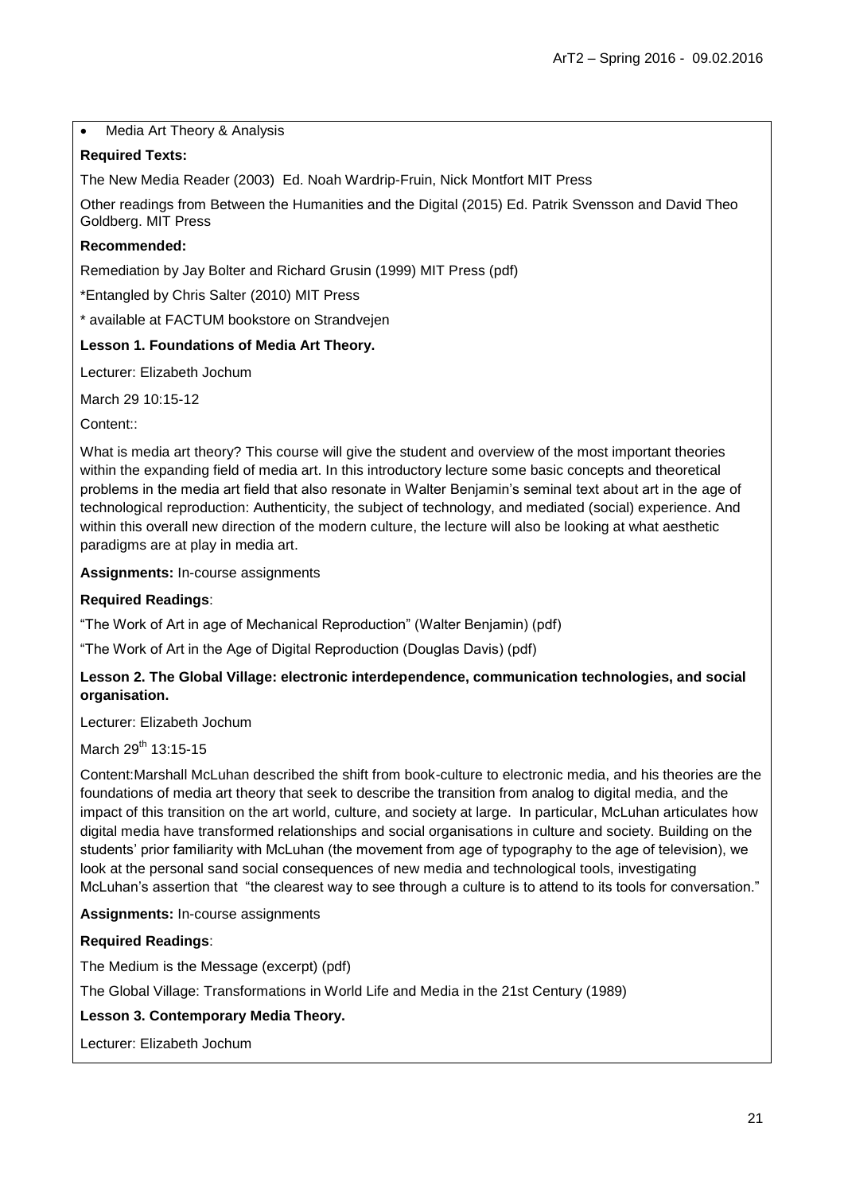- Media Art Theory & Analysis

**Required Texts:**

The New Media Reader (2003) Ed. Noah Wardrip-Fruin, Nick Montfort MIT Press

Other readings from Between the Humanities and the Digital (2015) Ed. Patrik Svensson and David Theo Goldberg. MIT Press

**Recommended:**

Remediation by Jay Bolter and Richard Grusin (1999) MIT Press (pdf)

*Entangled by Chris Salter (2010) MIT Press

* available at FACTUM bookstore on Strandvejen

**Lesson 1. Foundations of Media Art Theory.**

Lecturer: Elizabeth Jochum

March 29 10:15-12

Content::

What is media art theory? This course will give the student and overview of the most important theories within the expanding field of media art. In this introductory lecture some basic concepts and theoretical problems in the media art field that also resonate in Walter Benjamin's seminal text about art in the age of technological reproduction: Authenticity, the subject of technology, and mediated (social) experience. And within this overall new direction of the modern culture, the lecture will also be looking at what aesthetic paradigms are at play in media art.

**Assignments:** In-course assignments

**Required Readings**:

"The Work of Art in age of Mechanical Reproduction" (Walter Benjamin) (pdf)

"The Work of Art in the Age of Digital Reproduction (Douglas Davis) (pdf)

**Lesson 2. The Global Village: electronic interdependence, communication technologies, and social organisation.**

Lecturer: Elizabeth Jochum

March 29th 13:15-15

Content:Marshall McLuhan described the shift from book-culture to electronic media, and his theories are the foundations of media art theory that seek to describe the transition from analog to digital media, and the impact of this transition on the art world, culture, and society at large. In particular, McLuhan articulates how digital media have transformed relationships and social organisations in culture and society. Building on the students' prior familiarity with McLuhan (the movement from age of typography to the age of television), we look at the personal sand social consequences of new media and technological tools, investigating McLuhan's assertion that "the clearest way to see through a culture is to attend to its tools for conversation."

**Assignments:** In-course assignments

**Required Readings**:

The Medium is the Message (excerpt) (pdf)

The Global Village: Transformations in World Life and Media in the 21st Century (1989)

**Lesson 3. Contemporary Media Theory.**

Lecturer: Elizabeth Jochum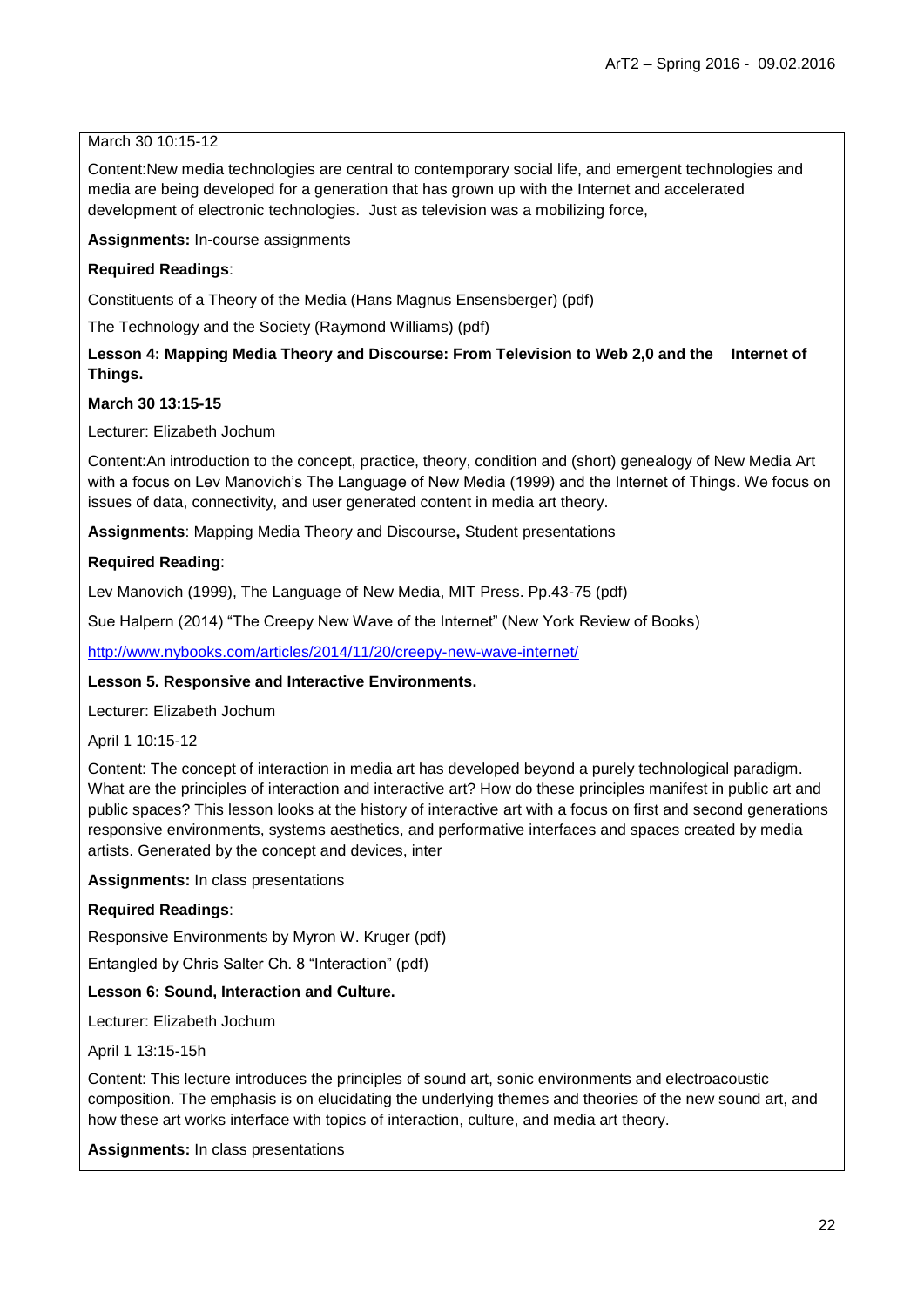March 30 10:15-12

Content:New media technologies are central to contemporary social life, and emergent technologies and media are being developed for a generation that has grown up with the Internet and accelerated development of electronic technologies. Just as television was a mobilizing force,

**Assignments:** In-course assignments

**Required Readings**:

Constituents of a Theory of the Media (Hans Magnus Ensensberger) (pdf)

The Technology and the Society (Raymond Williams) (pdf)

**Lesson 4: Mapping Media Theory and Discourse: From Television to Web 2,0 and the Internet of Things.**

**March 30 13:15-15**

Lecturer: Elizabeth Jochum

Content:An introduction to the concept, practice, theory, condition and (short) genealogy of New Media Art with a focus on Lev Manovich's The Language of New Media (1999) and the Internet of Things. We focus on issues of data, connectivity, and user generated content in media art theory.

**Assignments**: Mapping Media Theory and Discourse**,** Student presentations

**Required Reading**:

Lev Manovich (1999), The Language of New Media, MIT Press. Pp.43-75 (pdf)

Sue Halpern (2014) "The Creepy New Wave of the Internet" (New York Review of Books)

http://www.nybooks.com/articles/2014/11/20/creepy-new-wave-internet/

**Lesson 5. Responsive and Interactive Environments.**

Lecturer: Elizabeth Jochum

April 1 10:15-12

Content: The concept of interaction in media art has developed beyond a purely technological paradigm. What are the principles of interaction and interactive art? How do these principles manifest in public art and public spaces? This lesson looks at the history of interactive art with a focus on first and second generations responsive environments, systems aesthetics, and performative interfaces and spaces created by media artists. Generated by the concept and devices, inter

**Assignments:** In class presentations

**Required Readings**:

Responsive Environments by Myron W. Kruger (pdf)

Entangled by Chris Salter Ch. 8 "Interaction" (pdf)

**Lesson 6: Sound, Interaction and Culture.**

Lecturer: Elizabeth Jochum

April 1 13:15-15h

Content: This lecture introduces the principles of sound art, sonic environments and electroacoustic composition. The emphasis is on elucidating the underlying themes and theories of the new sound art, and how these art works interface with topics of interaction, culture, and media art theory.

**Assignments:** In class presentations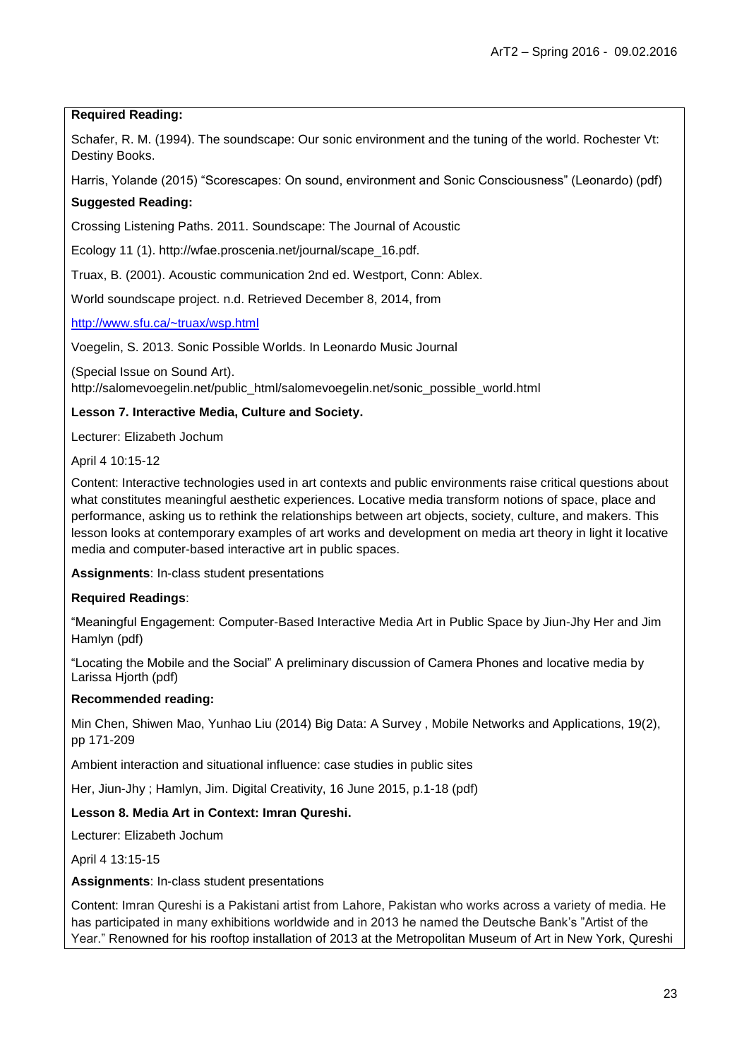**Required Reading:**

Schafer, R. M. (1994). The soundscape: Our sonic environment and the tuning of the world. Rochester Vt: Destiny Books.

Harris, Yolande (2015) "Scorescapes: On sound, environment and Sonic Consciousness" (Leonardo) (pdf)

**Suggested Reading:**

Crossing Listening Paths. 2011. Soundscape: The Journal of Acoustic

Ecology 11 (1). http://wfae.proscenia.net/journal/scape_16.pdf.

Truax, B. (2001). Acoustic communication 2nd ed. Westport, Conn: Ablex.

World soundscape project. n.d. Retrieved December 8, 2014, from

http://www.sfu.ca/~truax/wsp.html

Voegelin, S. 2013. Sonic Possible Worlds. In Leonardo Music Journal

(Special Issue on Sound Art).
http://salomevoegelin.net/public_html/salomevoegelin.net/sonic_possible_world.html

**Lesson 7. Interactive Media, Culture and Society.**

Lecturer: Elizabeth Jochum

April 4 10:15-12

Content: Interactive technologies used in art contexts and public environments raise critical questions about what constitutes meaningful aesthetic experiences. Locative media transform notions of space, place and performance, asking us to rethink the relationships between art objects, society, culture, and makers. This lesson looks at contemporary examples of art works and development on media art theory in light it locative media and computer-based interactive art in public spaces.

**Assignments**: In-class student presentations

**Required Readings**:

"Meaningful Engagement: Computer-Based Interactive Media Art in Public Space by Jiun-Jhy Her and Jim Hamlyn (pdf)

"Locating the Mobile and the Social" A preliminary discussion of Camera Phones and locative media by Larissa Hjorth (pdf)

**Recommended reading:**

Min Chen, Shiwen Mao, Yunhao Liu (2014) Big Data: A Survey , Mobile Networks and Applications, 19(2), pp 171-209

Ambient interaction and situational influence: case studies in public sites

Her, Jiun-Jhy ; Hamlyn, Jim. Digital Creativity, 16 June 2015, p.1-18 (pdf)

**Lesson 8. Media Art in Context: Imran Qureshi.**

Lecturer: Elizabeth Jochum

April 4 13:15-15

**Assignments**: In-class student presentations

Content: Imran Qureshi is a Pakistani artist from Lahore, Pakistan who works across a variety of media. He has participated in many exhibitions worldwide and in 2013 he named the Deutsche Bank's "Artist of the Year." Renowned for his rooftop installation of 2013 at the Metropolitan Museum of Art in New York, Qureshi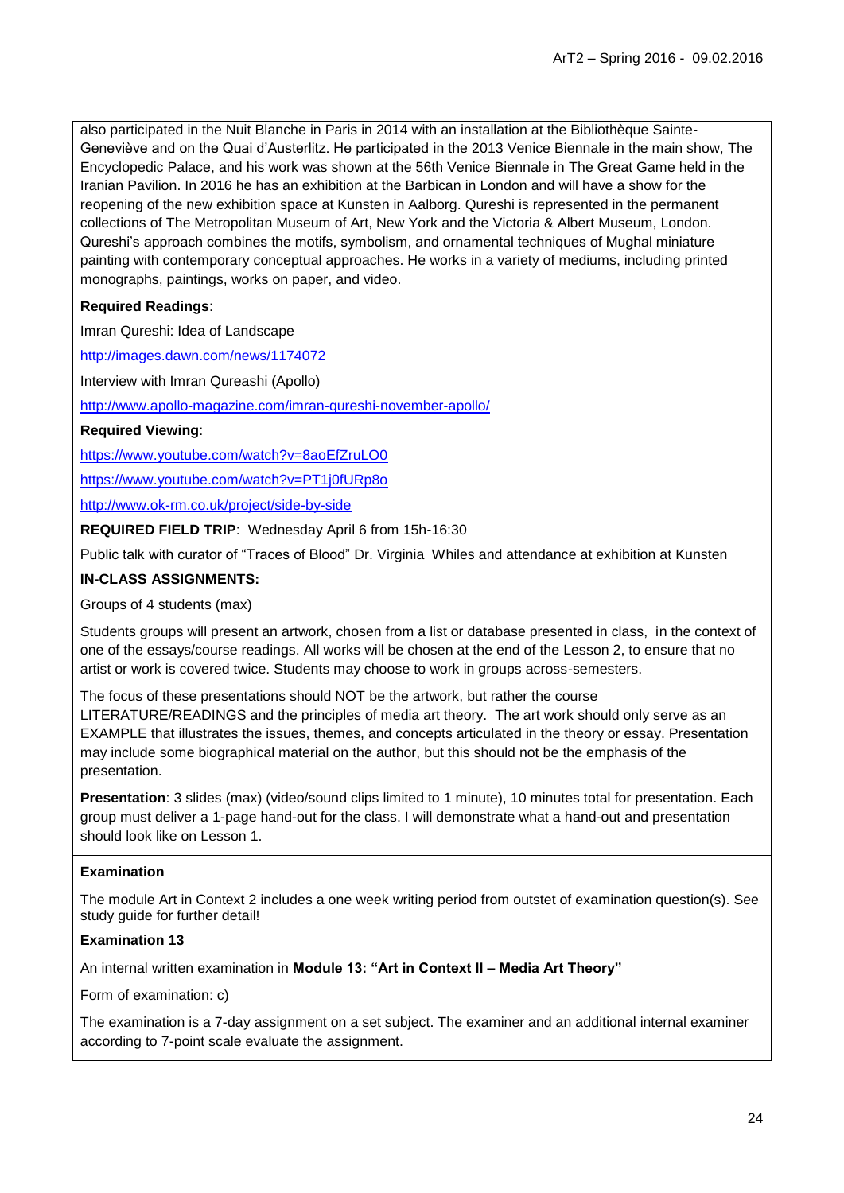also participated in the Nuit Blanche in Paris in 2014 with an installation at the Bibliothèque Sainte-Geneviève and on the Quai d'Austerlitz. He participated in the 2013 Venice Biennale in the main show, The Encyclopedic Palace, and his work was shown at the 56th Venice Biennale in The Great Game held in the Iranian Pavilion. In 2016 he has an exhibition at the Barbican in London and will have a show for the reopening of the new exhibition space at Kunsten in Aalborg. Qureshi is represented in the permanent collections of The Metropolitan Museum of Art, New York and the Victoria & Albert Museum, London. Qureshi's approach combines the motifs, symbolism, and ornamental techniques of Mughal miniature painting with contemporary conceptual approaches. He works in a variety of mediums, including printed monographs, paintings, works on paper, and video.

**Required Readings**:

Imran Qureshi: Idea of Landscape

http://images.dawn.com/news/1174072

Interview with Imran Qureashi (Apollo)

http://www.apollo-magazine.com/imran-qureshi-november-apollo/

**Required Viewing**:

https://www.youtube.com/watch?v=8aoEfZruLO0

https://www.youtube.com/watch?v=PT1j0fURp8o

http://www.ok-rm.co.uk/project/side-by-side

**REQUIRED FIELD TRIP**: Wednesday April 6 from 15h-16:30

Public talk with curator of "Traces of Blood" Dr. Virginia Whiles and attendance at exhibition at Kunsten

**IN-CLASS ASSIGNMENTS:**

Groups of 4 students (max)

Students groups will present an artwork, chosen from a list or database presented in class, in the context of one of the essays/course readings. All works will be chosen at the end of the Lesson 2, to ensure that no artist or work is covered twice. Students may choose to work in groups across-semesters.

The focus of these presentations should NOT be the artwork, but rather the course LITERATURE/READINGS and the principles of media art theory. The art work should only serve as an EXAMPLE that illustrates the issues, themes, and concepts articulated in the theory or essay. Presentation may include some biographical material on the author, but this should not be the emphasis of the presentation.

**Presentation**: 3 slides (max) (video/sound clips limited to 1 minute), 10 minutes total for presentation. Each group must deliver a 1-page hand-out for the class. I will demonstrate what a hand-out and presentation should look like on Lesson 1.

**Examination**

The module Art in Context 2 includes a one week writing period from outstet of examination question(s). See study guide for further detail!

**Examination 13**

An internal written examination in **Module 13: "Art in Context II – Media Art Theory"**

Form of examination: c)

The examination is a 7-day assignment on a set subject. The examiner and an additional internal examiner according to 7-point scale evaluate the assignment.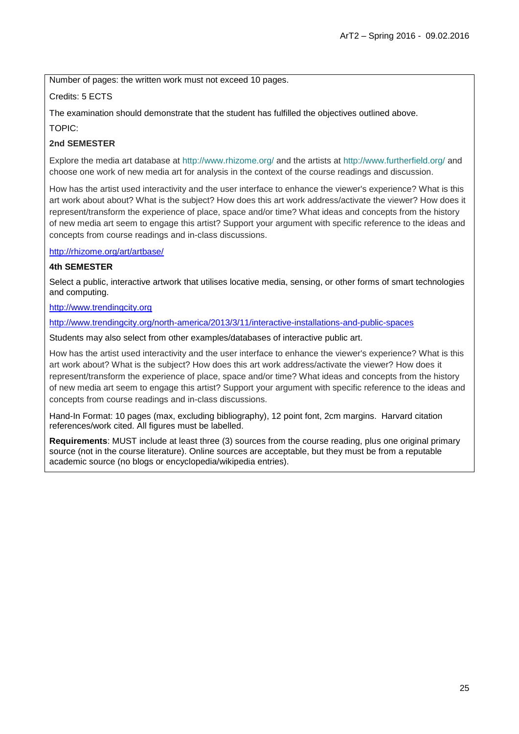Number of pages: the written work must not exceed 10 pages.

Credits: 5 ECTS

The examination should demonstrate that the student has fulfilled the objectives outlined above.

TOPIC:

**2nd SEMESTER**

Explore the media art database at http://www.rhizome.org/ and the artists at http://www.furtherfield.org/ and choose one work of new media art for analysis in the context of the course readings and discussion.

How has the artist used interactivity and the user interface to enhance the viewer's experience? What is this art work about about? What is the subject? How does this art work address/activate the viewer? How does it represent/transform the experience of place, space and/or time? What ideas and concepts from the history of new media art seem to engage this artist? Support your argument with specific reference to the ideas and concepts from course readings and in-class discussions.

http://rhizome.org/art/artbase/

**4th SEMESTER**

Select a public, interactive artwork that utilises locative media, sensing, or other forms of smart technologies and computing.

http://www.trendingcity.org

http://www.trendingcity.org/north-america/2013/3/11/interactive-installations-and-public-spaces

Students may also select from other examples/databases of interactive public art.

How has the artist used interactivity and the user interface to enhance the viewer's experience? What is this art work about? What is the subject? How does this art work address/activate the viewer? How does it represent/transform the experience of place, space and/or time? What ideas and concepts from the history of new media art seem to engage this artist? Support your argument with specific reference to the ideas and concepts from course readings and in-class discussions.

Hand-In Format: 10 pages (max, excluding bibliography), 12 point font, 2cm margins. Harvard citation references/work cited. All figures must be labelled.

**Requirements**: MUST include at least three (3) sources from the course reading, plus one original primary source (not in the course literature). Online sources are acceptable, but they must be from a reputable academic source (no blogs or encyclopedia/wikipedia entries).